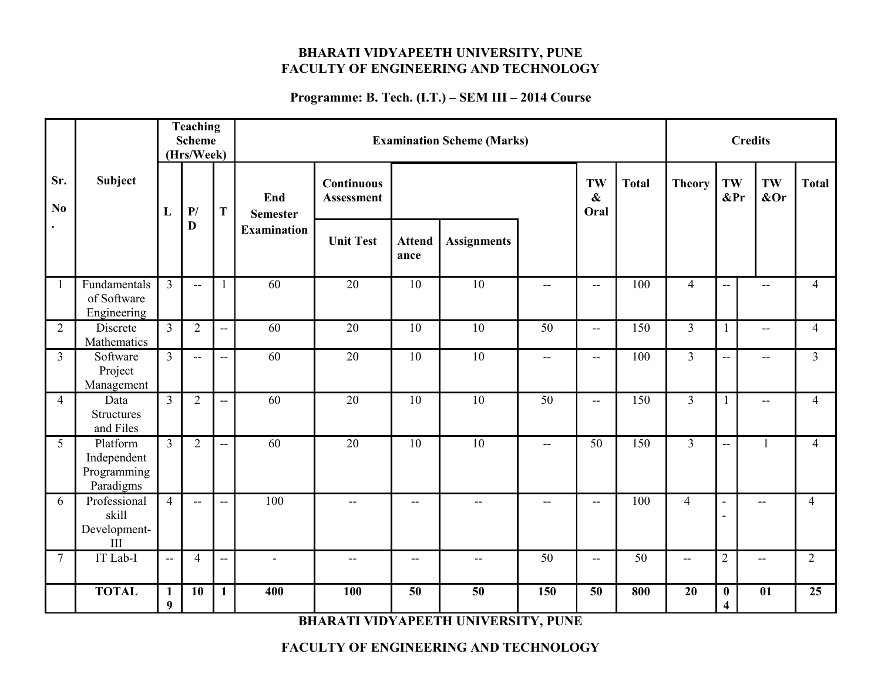**BHARATI VIDYAPEETH UNIVERSITY, PUNE**
**FACULTY OF ENGINEERING AND TECHNOLOGY**

**Programme: B. Tech. (I.T.) – SEM III – 2014 Course**

| Sr. No. | Subject | Teaching Scheme (Hrs/Week) | | | Examination Scheme (Marks) | | | | | | | Credits | | | |
|---|---|---|---|---|---|---|---|---|---|---|---|---|---|---|---|
| | | L | P/D | T | End Semester Examination | Continuous Assessment | | | | TW & Oral | Total | Theory | TW &Pr | TW &Or | Total |
| | | | | | | Unit Test | Attendance | Assignments | | | | | | | |
| 1 | Fundamentals of Software Engineering | 3 | -- | 1 | 60 | 20 | 10 | 10 | -- | -- | 100 | 4 | -- | -- | 4 |
| 2 | Discrete Mathematics | 3 | 2 | -- | 60 | 20 | 10 | 10 | 50 | -- | 150 | 3 | 1 | -- | 4 |
| 3 | Software Project Management | 3 | -- | -- | 60 | 20 | 10 | 10 | -- | -- | 100 | 3 | -- | -- | 3 |
| 4 | Data Structures and Files | 3 | 2 | -- | 60 | 20 | 10 | 10 | 50 | -- | 150 | 3 | 1 | -- | 4 |
| 5 | Platform Independent Programming Paradigms | 3 | 2 | -- | 60 | 20 | 10 | 10 | -- | 50 | 150 | 3 | -- | 1 | 4 |
| 6 | Professional skill Development-III | 4 | -- | -- | 100 | -- | -- | -- | -- | -- | 100 | 4 | -- | -- | 4 |
| 7 | IT Lab-I | -- | 4 | -- | - | -- | -- | -- | 50 | -- | 50 | -- | 2 | -- | 2 |
| | **TOTAL** | **19** | **10** | **1** | **400** | **100** | **50** | **50** | **150** | **50** | **800** | **20** | **04** | **01** | **25** |

**BHARATI VIDYAPEETH UNIVERSITY, PUNE**

**FACULTY OF ENGINEERING AND TECHNOLOGY**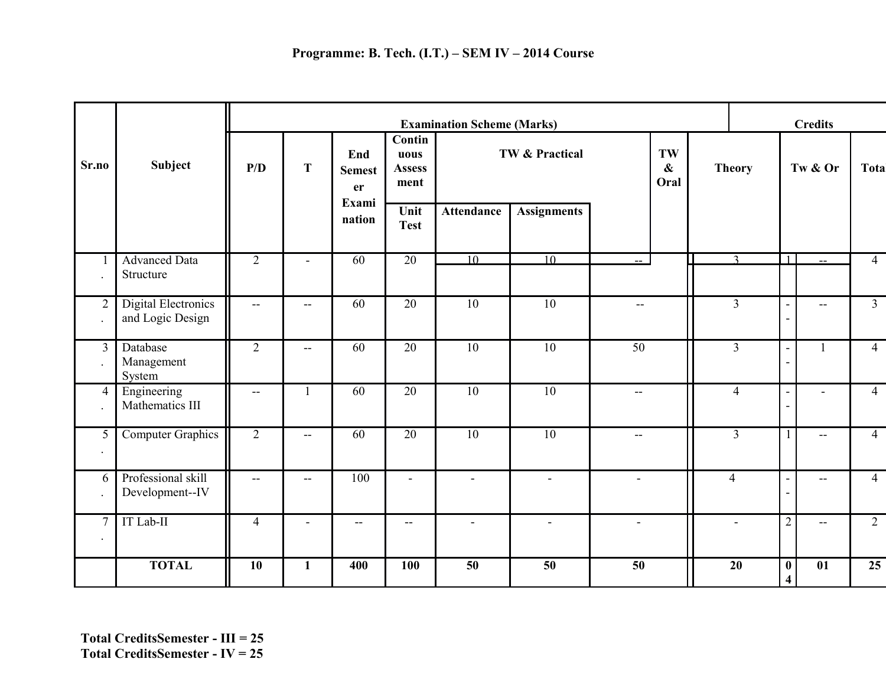# Programme: B. Tech. (I.T.) – SEM IV – 2014 Course

| Sr.no | Subject | Examination Scheme (Marks) | | | | | | | | Credits | | | |
|---|---|---|---|---|---|---|---|---|---|---|---|---|---|
| | | P/D | T | End Semester Examination | Continuous Assessment | TW & Practical | | | TW & Oral | Theory | Tw & Or | | Total |
| | | | | | Unit Test | Attendance | Assignments | | | | | | |
| 1. | Advanced Data Structure | 2 | - | 60 | 20 | 10 | 10 | -- | | 3 | 1 | -- | 4 |
| 2. | Digital Electronics and Logic Design | -- | -- | 60 | 20 | 10 | 10 | -- | | 3 | -- | -- | 3 |
| 3. | Database Management System | 2 | -- | 60 | 20 | 10 | 10 | 50 | | 3 | -- | 1 | 4 |
| 4. | Engineering Mathematics III | -- | 1 | 60 | 20 | 10 | 10 | -- | | 4 | -- | - | 4 |
| 5. | Computer Graphics | 2 | -- | 60 | 20 | 10 | 10 | -- | | 3 | 1 | -- | 4 |
| 6. | Professional skill Development--IV | -- | -- | 100 | - | - | - | - | | 4 | -- | -- | 4 |
| 7. | IT Lab-II | 4 | - | -- | -- | - | - | - | | - | 2 | -- | 2 |
| | **TOTAL** | **10** | **1** | **400** | **100** | **50** | **50** | **50** | | **20** | **04** | **01** | **25** |

**Total CreditsSemester - III = 25**
**Total CreditsSemester - IV = 25**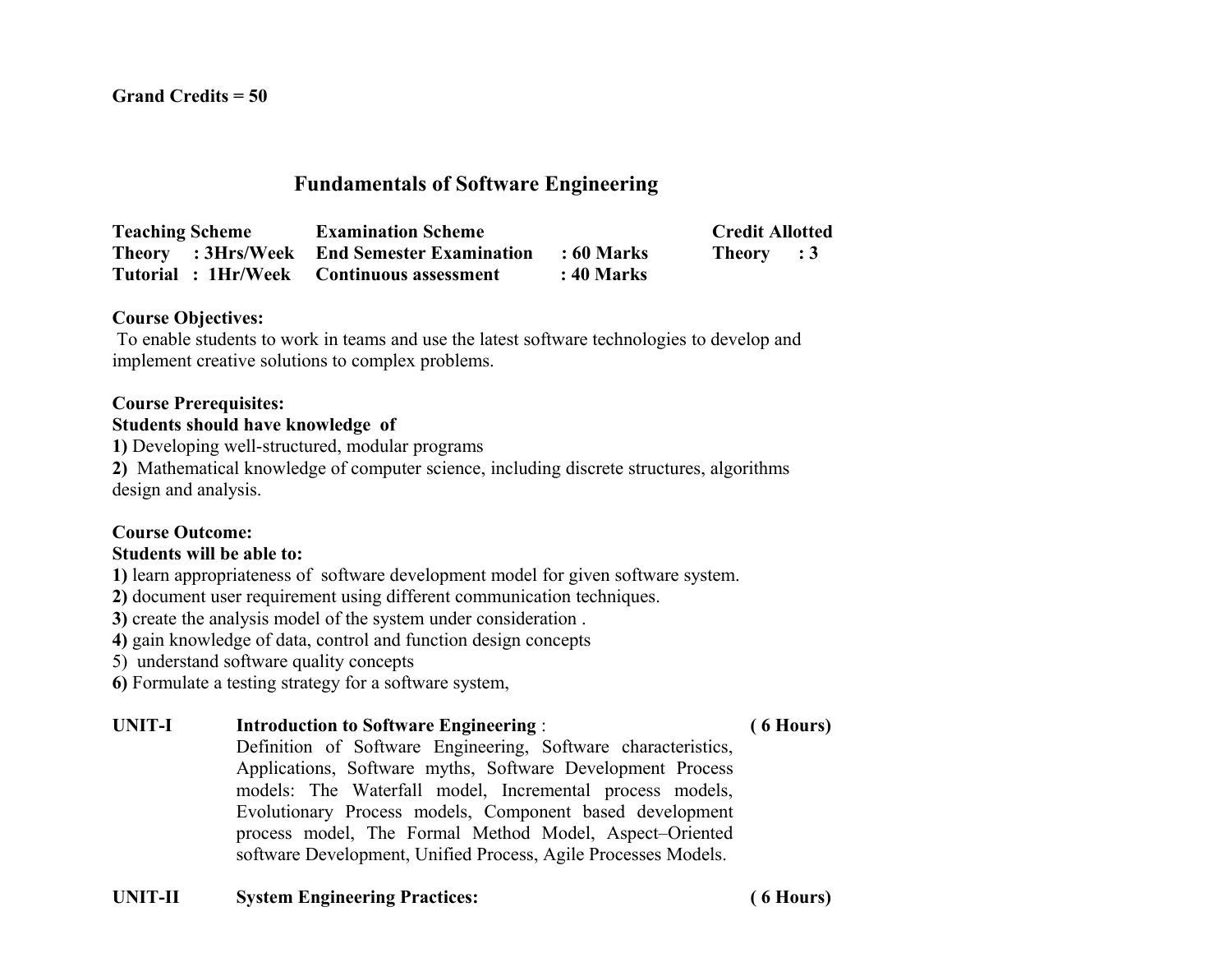**Grand Credits = 50**

## Fundamentals of Software Engineering

| Teaching Scheme | Examination Scheme | | Credit Allotted |
|---|---|---|---|
| Theory : 3Hrs/Week | End Semester Examination | : 60 Marks | Theory : 3 |
| Tutorial : 1Hr/Week | Continuous assessment | : 40 Marks | |

**Course Objectives:**

To enable students to work in teams and use the latest software technologies to develop and implement creative solutions to complex problems.

**Course Prerequisites:**

**Students should have knowledge of**

**1)** Developing well-structured, modular programs

**2)** Mathematical knowledge of computer science, including discrete structures, algorithms design and analysis.

**Course Outcome:**

**Students will be able to:**

**1)** learn appropriateness of software development model for given software system.

**2)** document user requirement using different communication techniques.

**3)** create the analysis model of the system under consideration .

**4)** gain knowledge of data, control and function design concepts

5) understand software quality concepts

**6)** Formulate a testing strategy for a software system,

**UNIT-I** **Introduction to Software Engineering** : **( 6 Hours)**

Definition of Software Engineering, Software characteristics, Applications, Software myths, Software Development Process models: The Waterfall model, Incremental process models, Evolutionary Process models, Component based development process model, The Formal Method Model, Aspect–Oriented software Development, Unified Process, Agile Processes Models.

**UNIT-II** **System Engineering Practices:** **( 6 Hours)**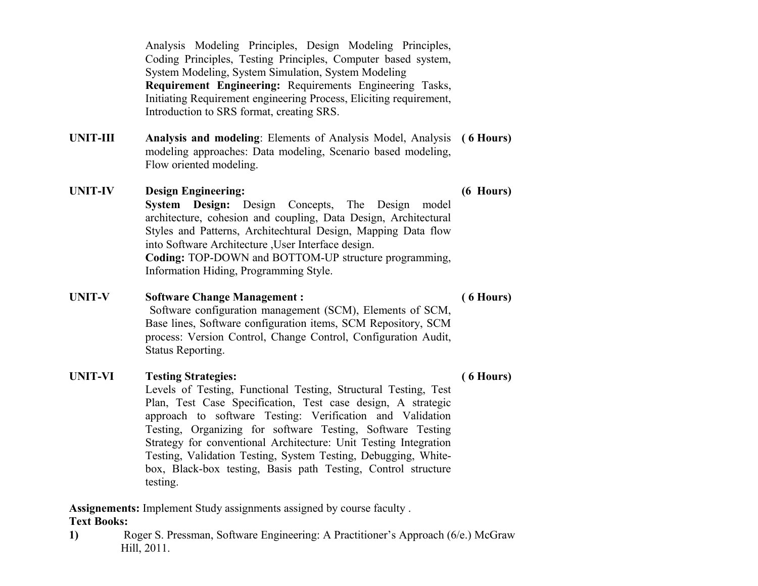Analysis Modeling Principles, Design Modeling Principles, Coding Principles, Testing Principles, Computer based system, System Modeling, System Simulation, System Modeling

**Requirement Engineering:** Requirements Engineering Tasks, Initiating Requirement engineering Process, Eliciting requirement, Introduction to SRS format, creating SRS.

**UNIT-III** **Analysis and modeling**: Elements of Analysis Model, Analysis modeling approaches: Data modeling, Scenario based modeling, Flow oriented modeling. **( 6 Hours)**

**UNIT-IV** **Design Engineering:** **(6 Hours)**

**System Design:** Design Concepts, The Design model architecture, cohesion and coupling, Data Design, Architectural Styles and Patterns, Architechtural Design, Mapping Data flow into Software Architecture ,User Interface design.

**Coding:** TOP-DOWN and BOTTOM-UP structure programming, Information Hiding, Programming Style.

**UNIT-V** **Software Change Management :** **( 6 Hours)**

Software configuration management (SCM), Elements of SCM, Base lines, Software configuration items, SCM Repository, SCM process: Version Control, Change Control, Configuration Audit, Status Reporting.

**UNIT-VI** **Testing Strategies:** **( 6 Hours)**

Levels of Testing, Functional Testing, Structural Testing, Test Plan, Test Case Specification, Test case design, A strategic approach to software Testing: Verification and Validation Testing, Organizing for software Testing, Software Testing Strategy for conventional Architecture: Unit Testing Integration Testing, Validation Testing, System Testing, Debugging, White-box, Black-box testing, Basis path Testing, Control structure testing.

**Assignements:** Implement Study assignments assigned by course faculty .

**Text Books:**

**1)** Roger S. Pressman, Software Engineering: A Practitioner's Approach (6/e.) McGraw Hill, 2011.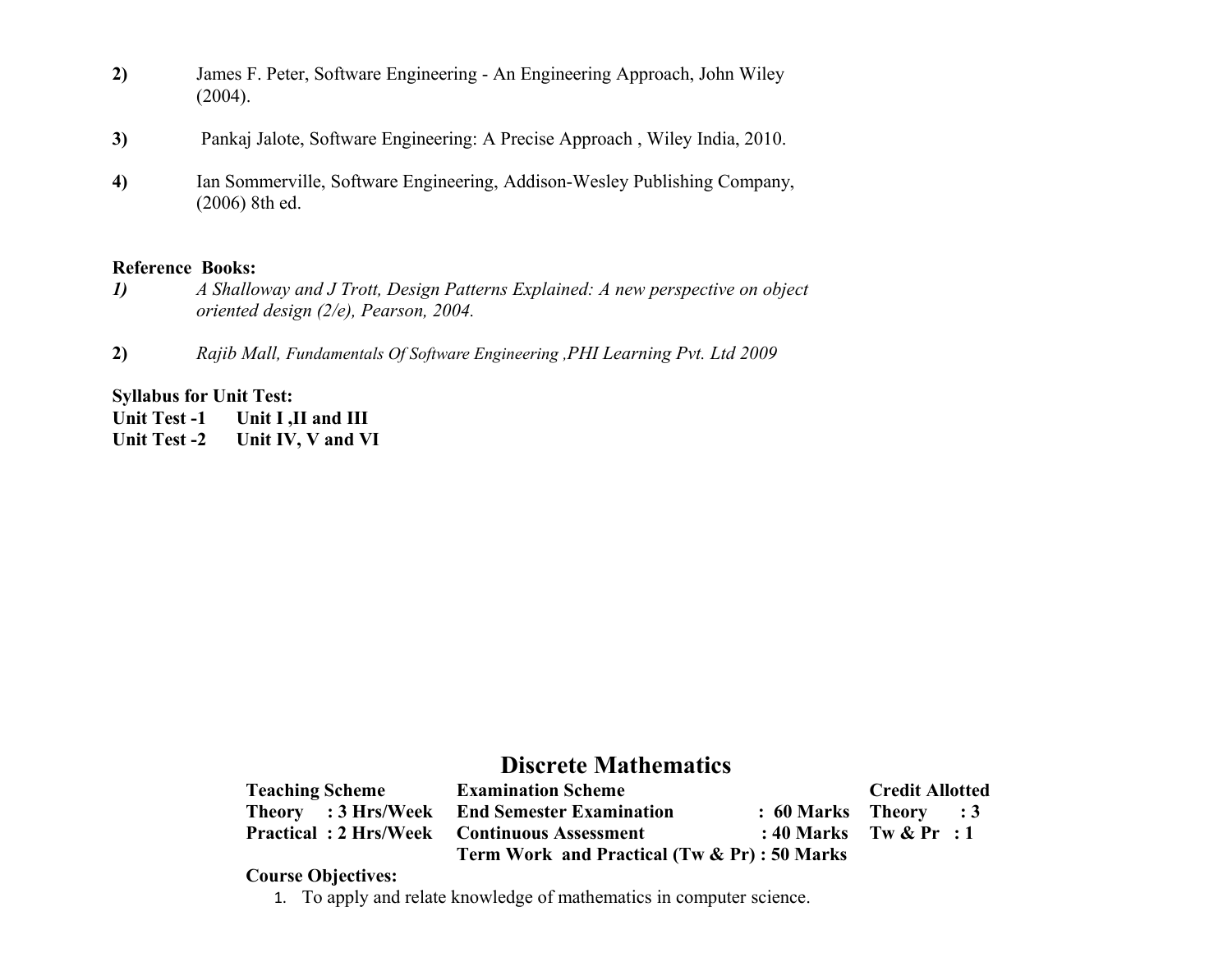**2)** James F. Peter, Software Engineering - An Engineering Approach, John Wiley (2004).

**3)** Pankaj Jalote, Software Engineering: A Precise Approach , Wiley India, 2010.

**4)** Ian Sommerville, Software Engineering, Addison-Wesley Publishing Company, (2006) 8th ed.

**Reference Books:**

***1)*** *A Shalloway and J Trott, Design Patterns Explained: A new perspective on object oriented design (2/e), Pearson, 2004.*

**2)** *Rajib Mall, Fundamentals Of Software Engineering ,PHI Learning Pvt. Ltd 2009*

**Syllabus for Unit Test:**

**Unit Test -1 Unit I ,II and III**

**Unit Test -2 Unit IV, V and VI**

# Discrete Mathematics

| Teaching Scheme | Examination Scheme | | Credit Allotted |
|---|---|---|---|
| Theory : 3 Hrs/Week | End Semester Examination | : 60 Marks | Theory : 3 |
| Practical : 2 Hrs/Week | Continuous Assessment | : 40 Marks | Tw & Pr : 1 |
| | Term Work and Practical (Tw & Pr) | : 50 Marks | |

**Course Objectives:**

1. To apply and relate knowledge of mathematics in computer science.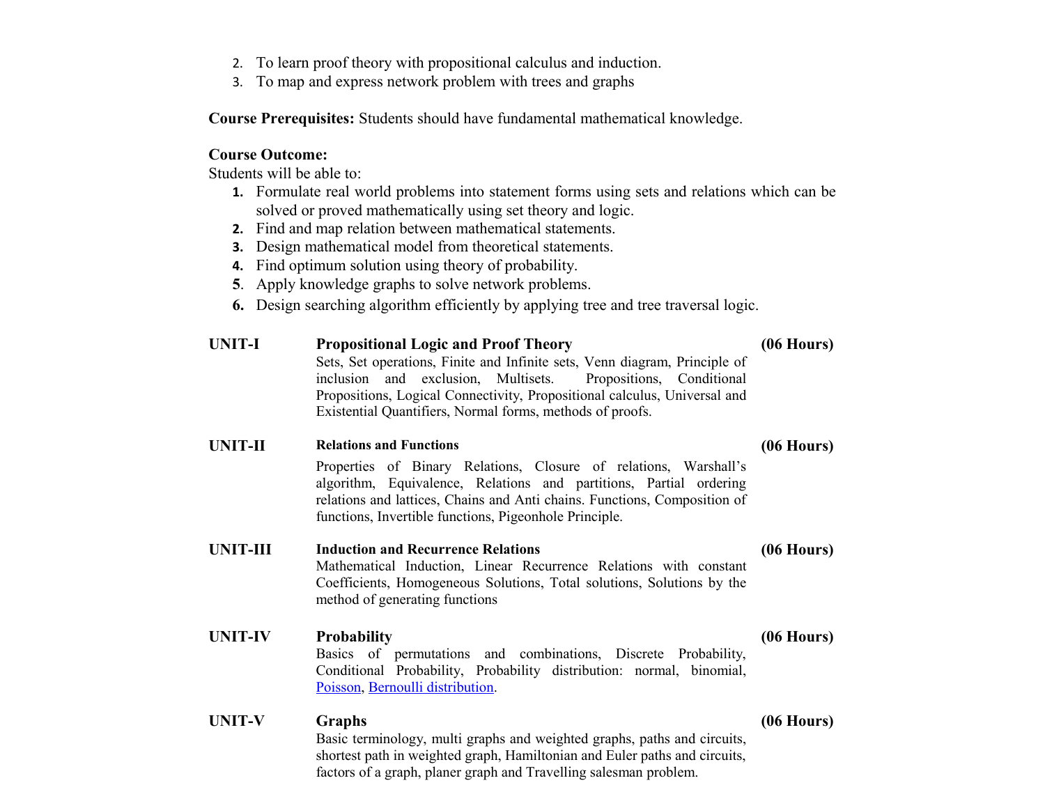2. To learn proof theory with propositional calculus and induction.
3. To map and express network problem with trees and graphs

**Course Prerequisites:** Students should have fundamental mathematical knowledge.

**Course Outcome:**

Students will be able to:

1. Formulate real world problems into statement forms using sets and relations which can be solved or proved mathematically using set theory and logic.
2. Find and map relation between mathematical statements.
3. Design mathematical model from theoretical statements.
4. Find optimum solution using theory of probability.
5. Apply knowledge graphs to solve network problems.
6. Design searching algorithm efficiently by applying tree and tree traversal logic.

**UNIT-I — Propositional Logic and Proof Theory (06 Hours)**

Sets, Set operations, Finite and Infinite sets, Venn diagram, Principle of inclusion and exclusion, Multisets. Propositions, Conditional Propositions, Logical Connectivity, Propositional calculus, Universal and Existential Quantifiers, Normal forms, methods of proofs.

**UNIT-II — Relations and Functions (06 Hours)**

Properties of Binary Relations, Closure of relations, Warshall's algorithm, Equivalence, Relations and partitions, Partial ordering relations and lattices, Chains and Anti chains. Functions, Composition of functions, Invertible functions, Pigeonhole Principle.

**UNIT-III — Induction and Recurrence Relations (06 Hours)**

Mathematical Induction, Linear Recurrence Relations with constant Coefficients, Homogeneous Solutions, Total solutions, Solutions by the method of generating functions

**UNIT-IV — Probability (06 Hours)**

Basics of permutations and combinations, Discrete Probability, Conditional Probability, Probability distribution: normal, binomial, Poisson, Bernoulli distribution.

**UNIT-V — Graphs (06 Hours)**

Basic terminology, multi graphs and weighted graphs, paths and circuits, shortest path in weighted graph, Hamiltonian and Euler paths and circuits, factors of a graph, planer graph and Travelling salesman problem.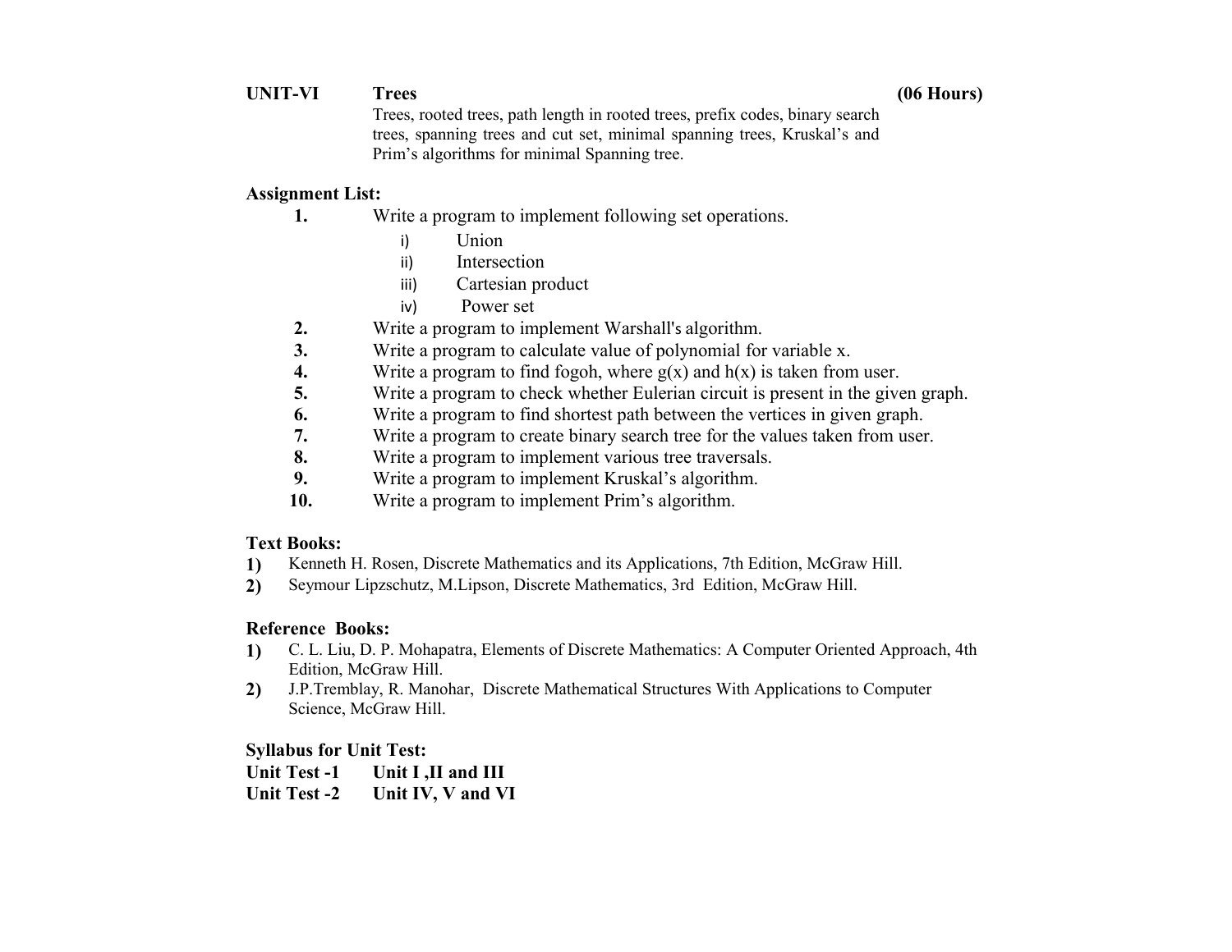**UNIT-VI Trees (06 Hours)**

Trees, rooted trees, path length in rooted trees, prefix codes, binary search trees, spanning trees and cut set, minimal spanning trees, Kruskal's and Prim's algorithms for minimal Spanning tree.

**Assignment List:**

1. Write a program to implement following set operations.
   i) Union
   ii) Intersection
   iii) Cartesian product
   iv) Power set
2. Write a program to implement Warshall's algorithm.
3. Write a program to calculate value of polynomial for variable x.
4. Write a program to find fogoh, where g(x) and h(x) is taken from user.
5. Write a program to check whether Eulerian circuit is present in the given graph.
6. Write a program to find shortest path between the vertices in given graph.
7. Write a program to create binary search tree for the values taken from user.
8. Write a program to implement various tree traversals.
9. Write a program to implement Kruskal's algorithm.
10. Write a program to implement Prim's algorithm.

**Text Books:**

1) Kenneth H. Rosen, Discrete Mathematics and its Applications, 7th Edition, McGraw Hill.
2) Seymour Lipzschutz, M.Lipson, Discrete Mathematics, 3rd Edition, McGraw Hill.

**Reference Books:**

1) C. L. Liu, D. P. Mohapatra, Elements of Discrete Mathematics: A Computer Oriented Approach, 4th Edition, McGraw Hill.
2) J.P.Tremblay, R. Manohar, Discrete Mathematical Structures With Applications to Computer Science, McGraw Hill.

**Syllabus for Unit Test:**

**Unit Test -1 Unit I ,II and III**

**Unit Test -2 Unit IV, V and VI**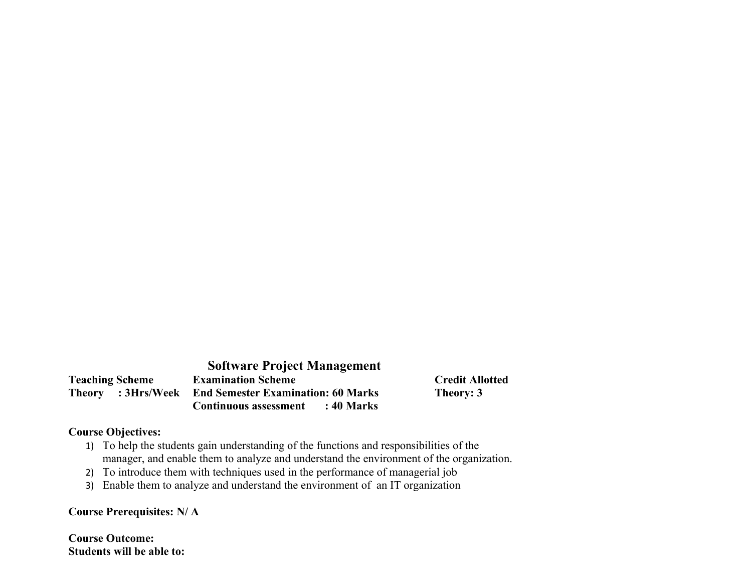# Software Project Management

| Teaching Scheme | Examination Scheme | Credit Allotted |
|---|---|---|
| Theory : 3Hrs/Week | End Semester Examination: 60 Marks | Theory: 3 |
| | Continuous assessment : 40 Marks | |

**Course Objectives:**

1) To help the students gain understanding of the functions and responsibilities of the manager, and enable them to analyze and understand the environment of the organization.
2) To introduce them with techniques used in the performance of managerial job
3) Enable them to analyze and understand the environment of an IT organization

**Course Prerequisites: N/ A**

**Course Outcome:**
**Students will be able to:**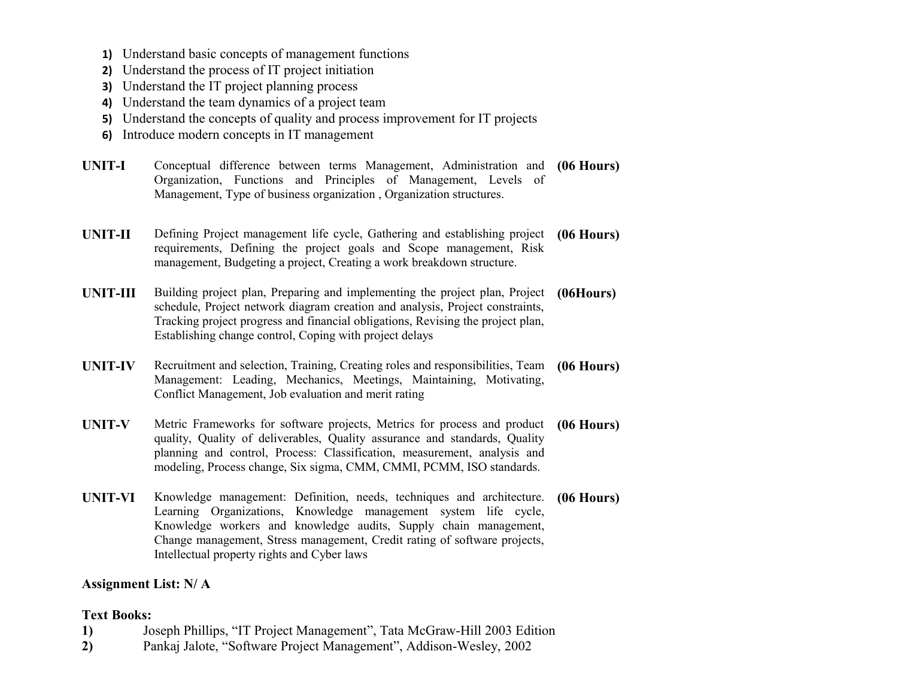1) Understand basic concepts of management functions
2) Understand the process of IT project initiation
3) Understand the IT project planning process
4) Understand the team dynamics of a project team
5) Understand the concepts of quality and process improvement for IT projects
6) Introduce modern concepts in IT management

| | | |
|---|---|---|
| **UNIT-I** | Conceptual difference between terms Management, Administration and Organization, Functions and Principles of Management, Levels of Management, Type of business organization , Organization structures. | **(06 Hours)** |
| **UNIT-II** | Defining Project management life cycle, Gathering and establishing project requirements, Defining the project goals and Scope management, Risk management, Budgeting a project, Creating a work breakdown structure. | **(06 Hours)** |
| **UNIT-III** | Building project plan, Preparing and implementing the project plan, Project schedule, Project network diagram creation and analysis, Project constraints, Tracking project progress and financial obligations, Revising the project plan, Establishing change control, Coping with project delays | **(06Hours)** |
| **UNIT-IV** | Recruitment and selection, Training, Creating roles and responsibilities, Team Management: Leading, Mechanics, Meetings, Maintaining, Motivating, Conflict Management, Job evaluation and merit rating | **(06 Hours)** |
| **UNIT-V** | Metric Frameworks for software projects, Metrics for process and product quality, Quality of deliverables, Quality assurance and standards, Quality planning and control, Process: Classification, measurement, analysis and modeling, Process change, Six sigma, CMM, CMMI, PCMM, ISO standards. | **(06 Hours)** |
| **UNIT-VI** | Knowledge management: Definition, needs, techniques and architecture. Learning Organizations, Knowledge management system life cycle, Knowledge workers and knowledge audits, Supply chain management, Change management, Stress management, Credit rating of software projects, Intellectual property rights and Cyber laws | **(06 Hours)** |

**Assignment List: N/ A**

**Text Books:**

**1)** Joseph Phillips, "IT Project Management", Tata McGraw-Hill 2003 Edition

**2)** Pankaj Jalote, "Software Project Management", Addison-Wesley, 2002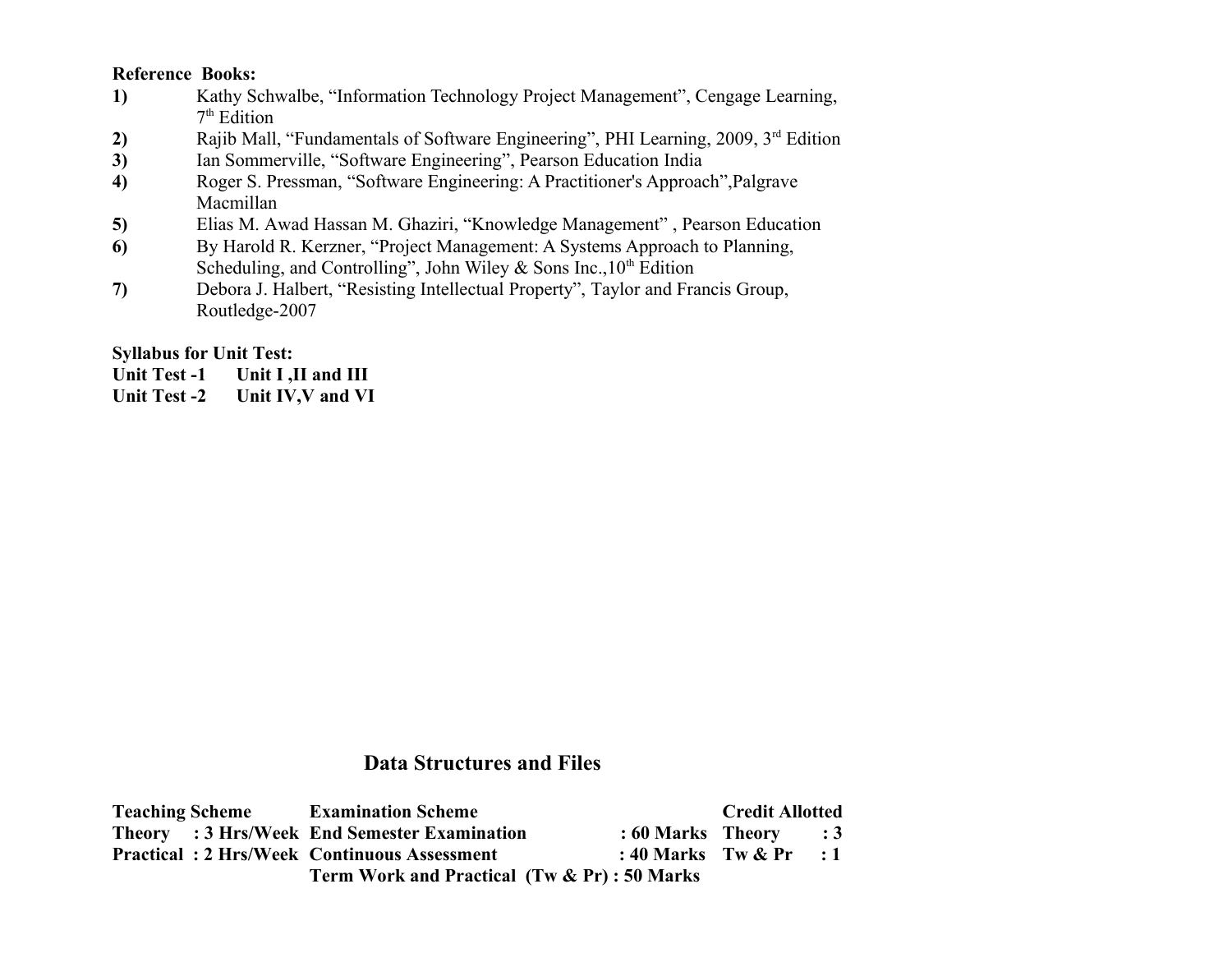**Reference Books:**

1) Kathy Schwalbe, "Information Technology Project Management", Cengage Learning, 7th Edition
2) Rajib Mall, "Fundamentals of Software Engineering", PHI Learning, 2009, 3rd Edition
3) Ian Sommerville, "Software Engineering", Pearson Education India
4) Roger S. Pressman, "Software Engineering: A Practitioner's Approach",Palgrave Macmillan
5) Elias M. Awad Hassan M. Ghaziri, "Knowledge Management" , Pearson Education
6) By Harold R. Kerzner, "Project Management: A Systems Approach to Planning, Scheduling, and Controlling", John Wiley & Sons Inc.,10th Edition
7) Debora J. Halbert, "Resisting Intellectual Property", Taylor and Francis Group, Routledge-2007

**Syllabus for Unit Test:**

**Unit Test -1 Unit I ,II and III**
**Unit Test -2 Unit IV,V and VI**

## Data Structures and Files

| Teaching Scheme | Examination Scheme | | Credit Allotted | |
|---|---|---|---|---|
| Theory : 3 Hrs/Week | End Semester Examination | : 60 Marks | Theory | : 3 |
| Practical : 2 Hrs/Week | Continuous Assessment | : 40 Marks | Tw & Pr | : 1 |
| | Term Work and Practical (Tw & Pr) | : 50 Marks | | |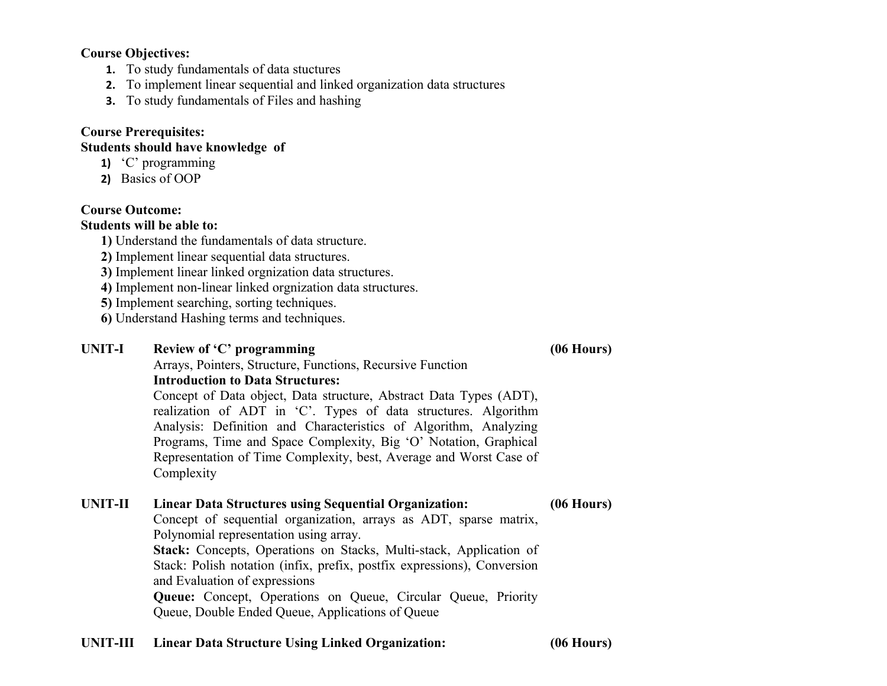**Course Objectives:**

1. To study fundamentals of data stuctures
2. To implement linear sequential and linked organization data structures
3. To study fundamentals of Files and hashing

**Course Prerequisites:**

**Students should have knowledge of**

1) 'C' programming
2) Basics of OOP

**Course Outcome:**

**Students will be able to:**

**1)** Understand the fundamentals of data structure.
**2)** Implement linear sequential data structures.
**3)** Implement linear linked orgnization data structures.
**4)** Implement non-linear linked orgnization data structures.
**5)** Implement searching, sorting techniques.
**6)** Understand Hashing terms and techniques.

**UNIT-I** **Review of 'C' programming** **(06 Hours)**

Arrays, Pointers, Structure, Functions, Recursive Function

**Introduction to Data Structures:**

Concept of Data object, Data structure, Abstract Data Types (ADT), realization of ADT in 'C'. Types of data structures. Algorithm Analysis: Definition and Characteristics of Algorithm, Analyzing Programs, Time and Space Complexity, Big 'O' Notation, Graphical Representation of Time Complexity, best, Average and Worst Case of Complexity

**UNIT-II** **Linear Data Structures using Sequential Organization:** **(06 Hours)**

Concept of sequential organization, arrays as ADT, sparse matrix, Polynomial representation using array.

**Stack:** Concepts, Operations on Stacks, Multi-stack, Application of Stack: Polish notation (infix, prefix, postfix expressions), Conversion and Evaluation of expressions

**Queue:** Concept, Operations on Queue, Circular Queue, Priority Queue, Double Ended Queue, Applications of Queue

**UNIT-III** **Linear Data Structure Using Linked Organization:** **(06 Hours)**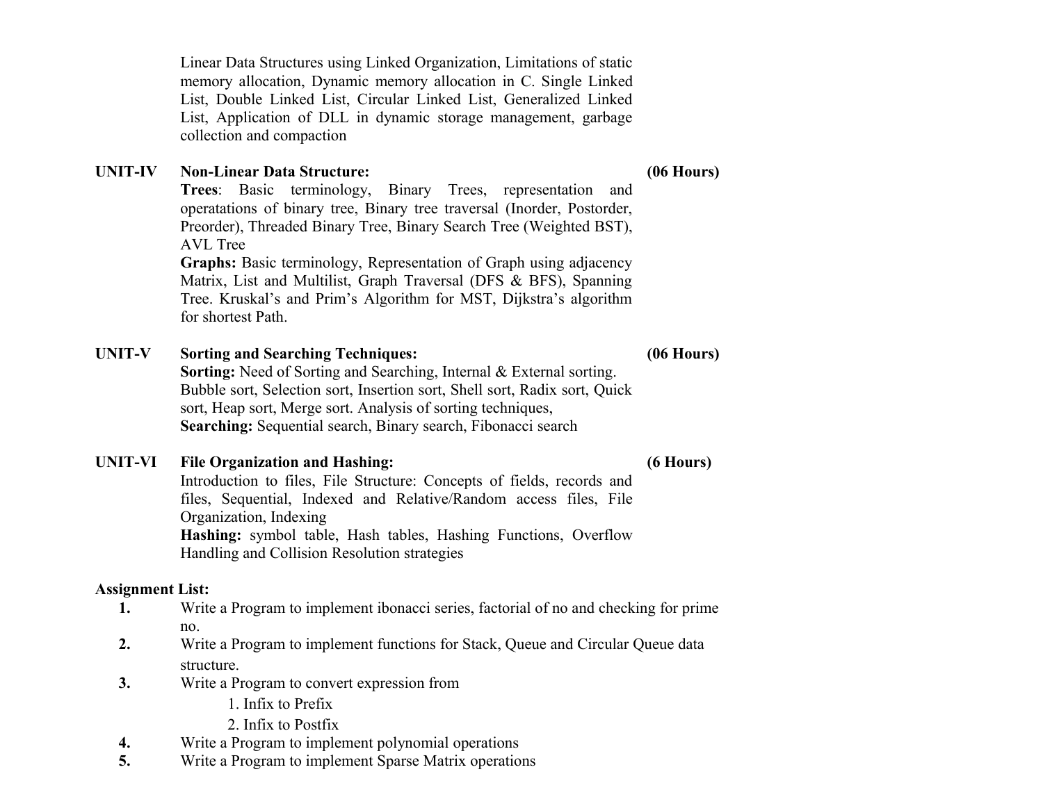Linear Data Structures using Linked Organization, Limitations of static memory allocation, Dynamic memory allocation in C. Single Linked List, Double Linked List, Circular Linked List, Generalized Linked List, Application of DLL in dynamic storage management, garbage collection and compaction

**UNIT-IV** **Non-Linear Data Structure:** **(06 Hours)**

**Trees**: Basic terminology, Binary Trees, representation and operatations of binary tree, Binary tree traversal (Inorder, Postorder, Preorder), Threaded Binary Tree, Binary Search Tree (Weighted BST), AVL Tree

**Graphs:** Basic terminology, Representation of Graph using adjacency Matrix, List and Multilist, Graph Traversal (DFS & BFS), Spanning Tree. Kruskal's and Prim's Algorithm for MST, Dijkstra's algorithm for shortest Path.

**UNIT-V** **Sorting and Searching Techniques:** **(06 Hours)**

**Sorting:** Need of Sorting and Searching, Internal & External sorting. Bubble sort, Selection sort, Insertion sort, Shell sort, Radix sort, Quick sort, Heap sort, Merge sort. Analysis of sorting techniques,

**Searching:** Sequential search, Binary search, Fibonacci search

**UNIT-VI** **File Organization and Hashing:** **(6 Hours)**

Introduction to files, File Structure: Concepts of fields, records and files, Sequential, Indexed and Relative/Random access files, File Organization, Indexing

**Hashing:** symbol table, Hash tables, Hashing Functions, Overflow Handling and Collision Resolution strategies

**Assignment List:**

1. Write a Program to implement ibonacci series, factorial of no and checking for prime no.
2. Write a Program to implement functions for Stack, Queue and Circular Queue data structure.
3. Write a Program to convert expression from
    1. Infix to Prefix
    2. Infix to Postfix
4. Write a Program to implement polynomial operations
5. Write a Program to implement Sparse Matrix operations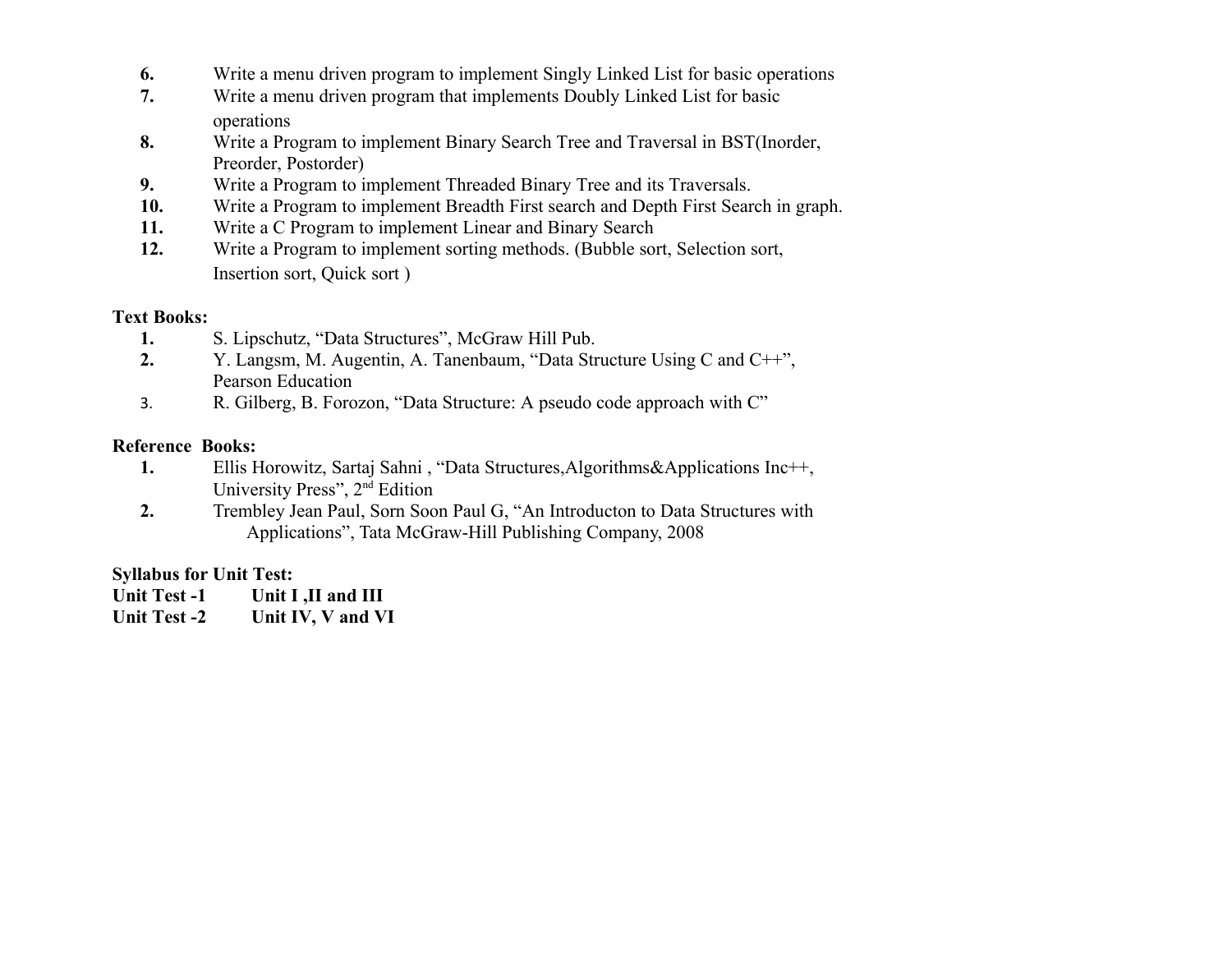6. Write a menu driven program to implement Singly Linked List for basic operations
7. Write a menu driven program that implements Doubly Linked List for basic operations
8. Write a Program to implement Binary Search Tree and Traversal in BST(Inorder, Preorder, Postorder)
9. Write a Program to implement Threaded Binary Tree and its Traversals.
10. Write a Program to implement Breadth First search and Depth First Search in graph.
11. Write a C Program to implement Linear and Binary Search
12. Write a Program to implement sorting methods. (Bubble sort, Selection sort, Insertion sort, Quick sort )

**Text Books:**

1. S. Lipschutz, "Data Structures", McGraw Hill Pub.
2. Y. Langsm, M. Augentin, A. Tanenbaum, "Data Structure Using C and C++", Pearson Education
3. R. Gilberg, B. Forozon, "Data Structure: A pseudo code approach with C"

**Reference Books:**

1. Ellis Horowitz, Sartaj Sahni , "Data Structures,Algorithms&Applications Inc++, University Press", 2nd Edition
2. Trembley Jean Paul, Sorn Soon Paul G, "An Introducton to Data Structures with Applications", Tata McGraw-Hill Publishing Company, 2008

**Syllabus for Unit Test:**

**Unit Test -1** **Unit I ,II and III**

**Unit Test -2** **Unit IV, V and VI**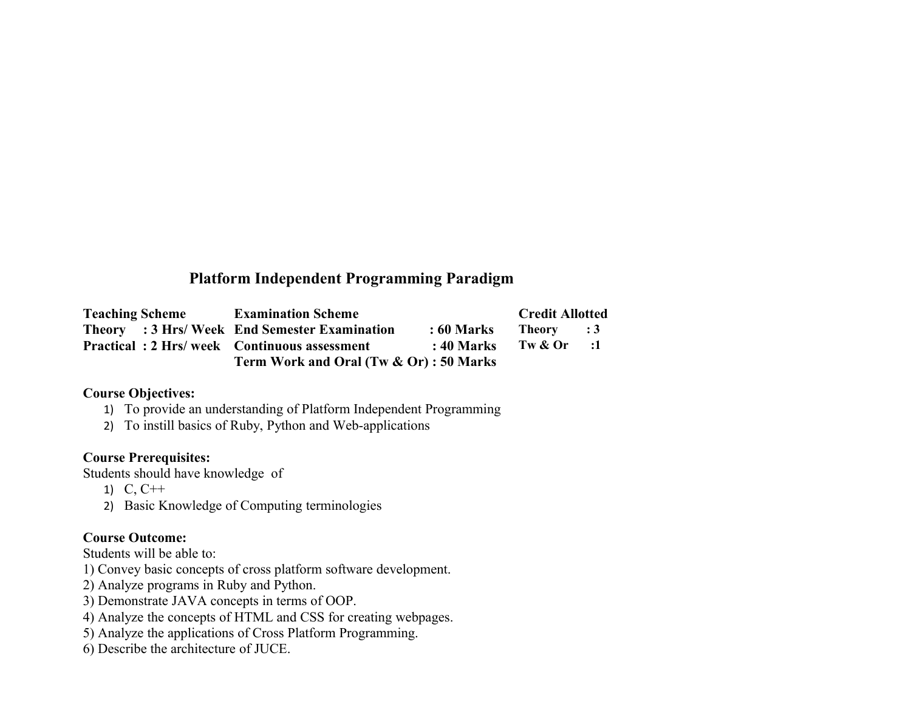## Platform Independent Programming Paradigm

| Teaching Scheme | Examination Scheme | | Credit Allotted | |
|---|---|---|---|---|
| Theory : 3 Hrs/ Week | End Semester Examination | : 60 Marks | Theory | : 3 |
| Practical : 2 Hrs/ week | Continuous assessment | : 40 Marks | Tw & Or | :1 |
| | Term Work and Oral (Tw & Or) | : 50 Marks | | |

**Course Objectives:**

1) To provide an understanding of Platform Independent Programming
2) To instill basics of Ruby, Python and Web-applications

**Course Prerequisites:**

Students should have knowledge of

1) C, C++
2) Basic Knowledge of Computing terminologies

**Course Outcome:**

Students will be able to:

1) Convey basic concepts of cross platform software development.
2) Analyze programs in Ruby and Python.
3) Demonstrate JAVA concepts in terms of OOP.
4) Analyze the concepts of HTML and CSS for creating webpages.
5) Analyze the applications of Cross Platform Programming.
6) Describe the architecture of JUCE.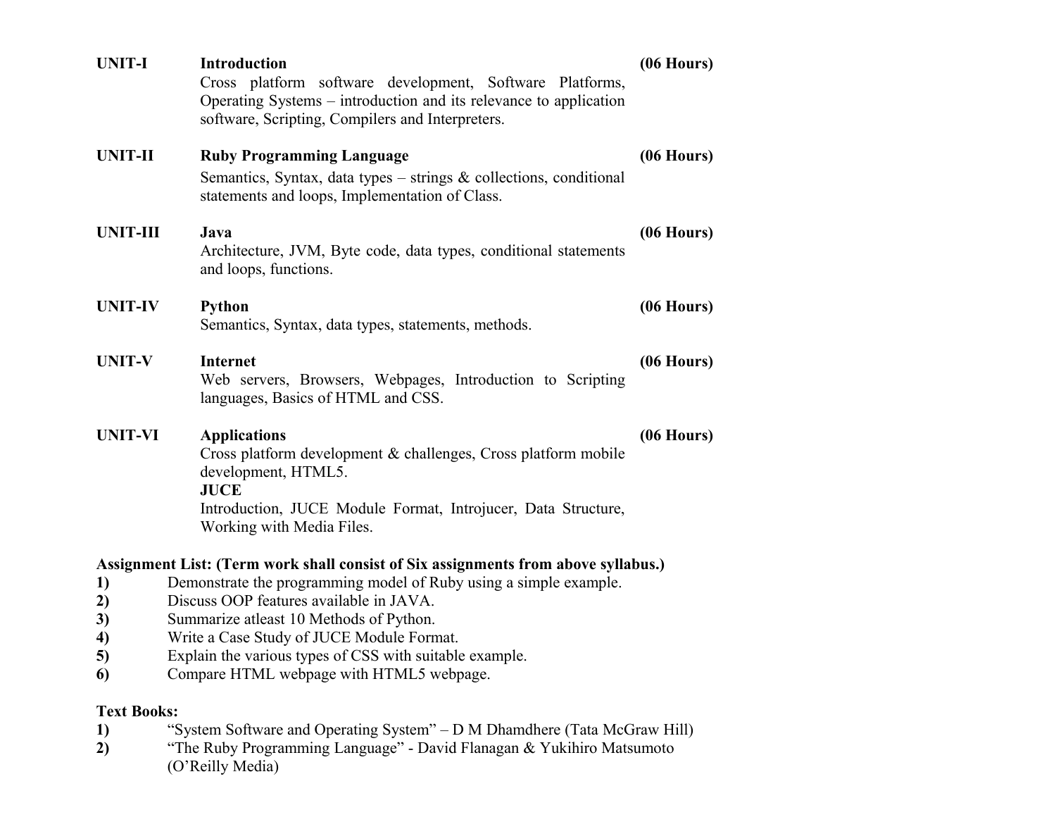**UNIT-I** **Introduction** **(06 Hours)**

Cross platform software development, Software Platforms, Operating Systems – introduction and its relevance to application software, Scripting, Compilers and Interpreters.

**UNIT-II** **Ruby Programming Language** **(06 Hours)**

Semantics, Syntax, data types – strings & collections, conditional statements and loops, Implementation of Class.

**UNIT-III** **Java** **(06 Hours)**

Architecture, JVM, Byte code, data types, conditional statements and loops, functions.

**UNIT-IV** **Python** **(06 Hours)**

Semantics, Syntax, data types, statements, methods.

**UNIT-V** **Internet** **(06 Hours)**

Web servers, Browsers, Webpages, Introduction to Scripting languages, Basics of HTML and CSS.

**UNIT-VI** **Applications** **(06 Hours)**

Cross platform development & challenges, Cross platform mobile development, HTML5.

**JUCE**

Introduction, JUCE Module Format, Introjucer, Data Structure, Working with Media Files.

**Assignment List: (Term work shall consist of Six assignments from above syllabus.)**

1) Demonstrate the programming model of Ruby using a simple example.
2) Discuss OOP features available in JAVA.
3) Summarize atleast 10 Methods of Python.
4) Write a Case Study of JUCE Module Format.
5) Explain the various types of CSS with suitable example.
6) Compare HTML webpage with HTML5 webpage.

**Text Books:**

1) "System Software and Operating System" – D M Dhamdhere (Tata McGraw Hill)
2) "The Ruby Programming Language" - David Flanagan & Yukihiro Matsumoto (O'Reilly Media)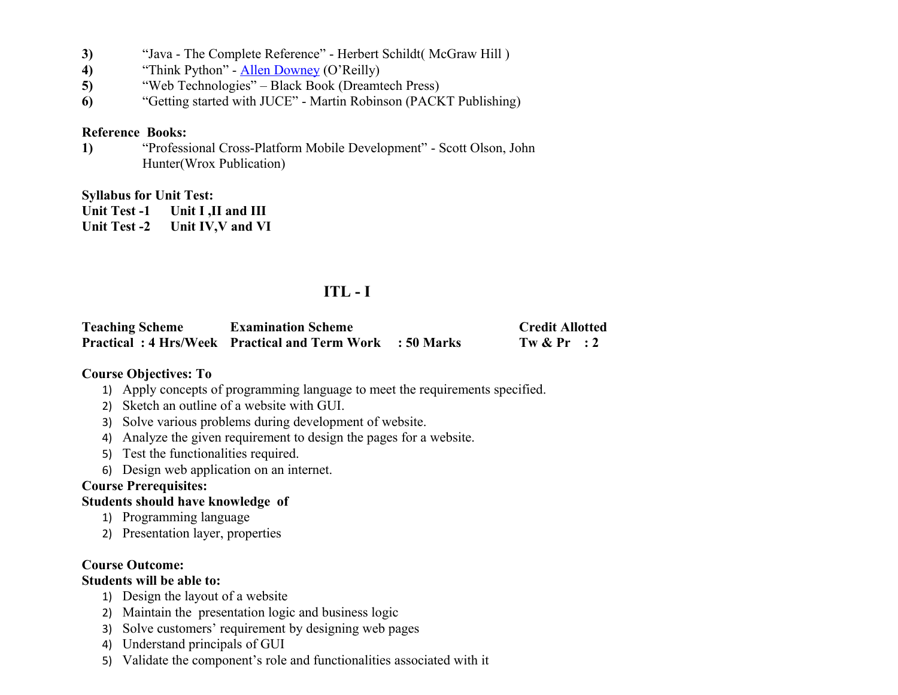3) "Java - The Complete Reference" - Herbert Schildt( McGraw Hill )
4) "Think Python" - Allen Downey (O'Reilly)
5) "Web Technologies" – Black Book (Dreamtech Press)
6) "Getting started with JUCE" - Martin Robinson (PACKT Publishing)

**Reference Books:**

1) "Professional Cross-Platform Mobile Development" - Scott Olson, John Hunter(Wrox Publication)

**Syllabus for Unit Test:**

**Unit Test -1 Unit I ,II and III**

**Unit Test -2 Unit IV,V and VI**

## ITL - I

| **Teaching Scheme** | **Examination Scheme** | | **Credit Allotted** |
|---|---|---|---|
| **Practical : 4 Hrs/Week** | **Practical and Term Work** | **: 50 Marks** | **Tw & Pr : 2** |

**Course Objectives: To**

1) Apply concepts of programming language to meet the requirements specified.
2) Sketch an outline of a website with GUI.
3) Solve various problems during development of website.
4) Analyze the given requirement to design the pages for a website.
5) Test the functionalities required.
6) Design web application on an internet.

**Course Prerequisites:**

**Students should have knowledge of**

1) Programming language
2) Presentation layer, properties

**Course Outcome:**

**Students will be able to:**

1) Design the layout of a website
2) Maintain the presentation logic and business logic
3) Solve customers' requirement by designing web pages
4) Understand principals of GUI
5) Validate the component's role and functionalities associated with it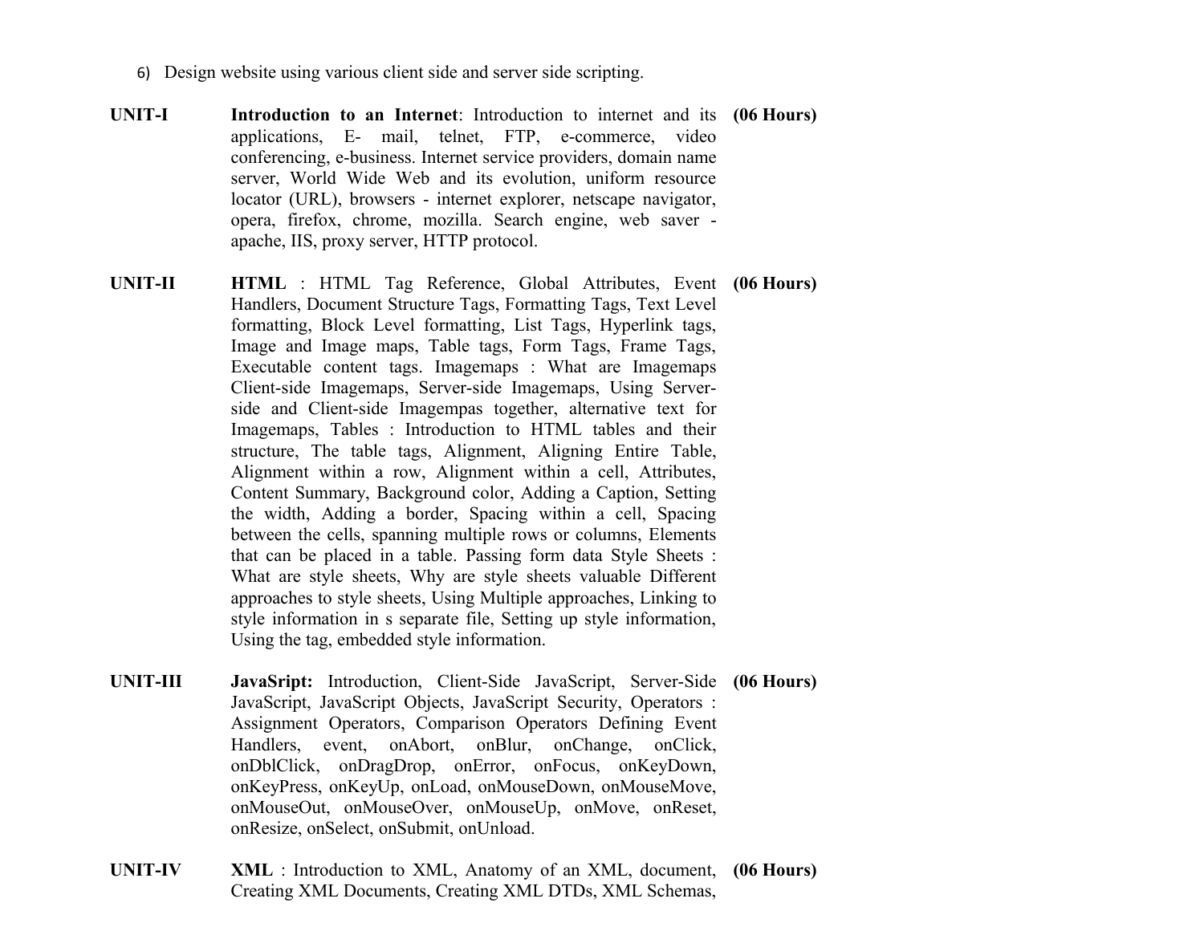6) Design website using various client side and server side scripting.

| | | |
|---|---|---|
| **UNIT-I** | **Introduction to an Internet**: Introduction to internet and its applications, E- mail, telnet, FTP, e-commerce, video conferencing, e-business. Internet service providers, domain name server, World Wide Web and its evolution, uniform resource locator (URL), browsers - internet explorer, netscape navigator, opera, firefox, chrome, mozilla. Search engine, web saver - apache, IIS, proxy server, HTTP protocol. | **(06 Hours)** |
| **UNIT-II** | **HTML** : HTML Tag Reference, Global Attributes, Event Handlers, Document Structure Tags, Formatting Tags, Text Level formatting, Block Level formatting, List Tags, Hyperlink tags, Image and Image maps, Table tags, Form Tags, Frame Tags, Executable content tags. Imagemaps : What are Imagemaps Client-side Imagemaps, Server-side Imagemaps, Using Server-side and Client-side Imagempas together, alternative text for Imagemaps, Tables : Introduction to HTML tables and their structure, The table tags, Alignment, Aligning Entire Table, Alignment within a row, Alignment within a cell, Attributes, Content Summary, Background color, Adding a Caption, Setting the width, Adding a border, Spacing within a cell, Spacing between the cells, spanning multiple rows or columns, Elements that can be placed in a table. Passing form data Style Sheets : What are style sheets, Why are style sheets valuable Different approaches to style sheets, Using Multiple approaches, Linking to style information in s separate file, Setting up style information, Using the tag, embedded style information. | **(06 Hours)** |
| **UNIT-III** | **JavaSript:** Introduction, Client-Side JavaScript, Server-Side JavaScript, JavaScript Objects, JavaScript Security, Operators : Assignment Operators, Comparison Operators Defining Event Handlers, event, onAbort, onBlur, onChange, onClick, onDblClick, onDragDrop, onError, onFocus, onKeyDown, onKeyPress, onKeyUp, onLoad, onMouseDown, onMouseMove, onMouseOut, onMouseOver, onMouseUp, onMove, onReset, onResize, onSelect, onSubmit, onUnload. | **(06 Hours)** |
| **UNIT-IV** | **XML** : Introduction to XML, Anatomy of an XML, document, Creating XML Documents, Creating XML DTDs, XML Schemas, | **(06 Hours)** |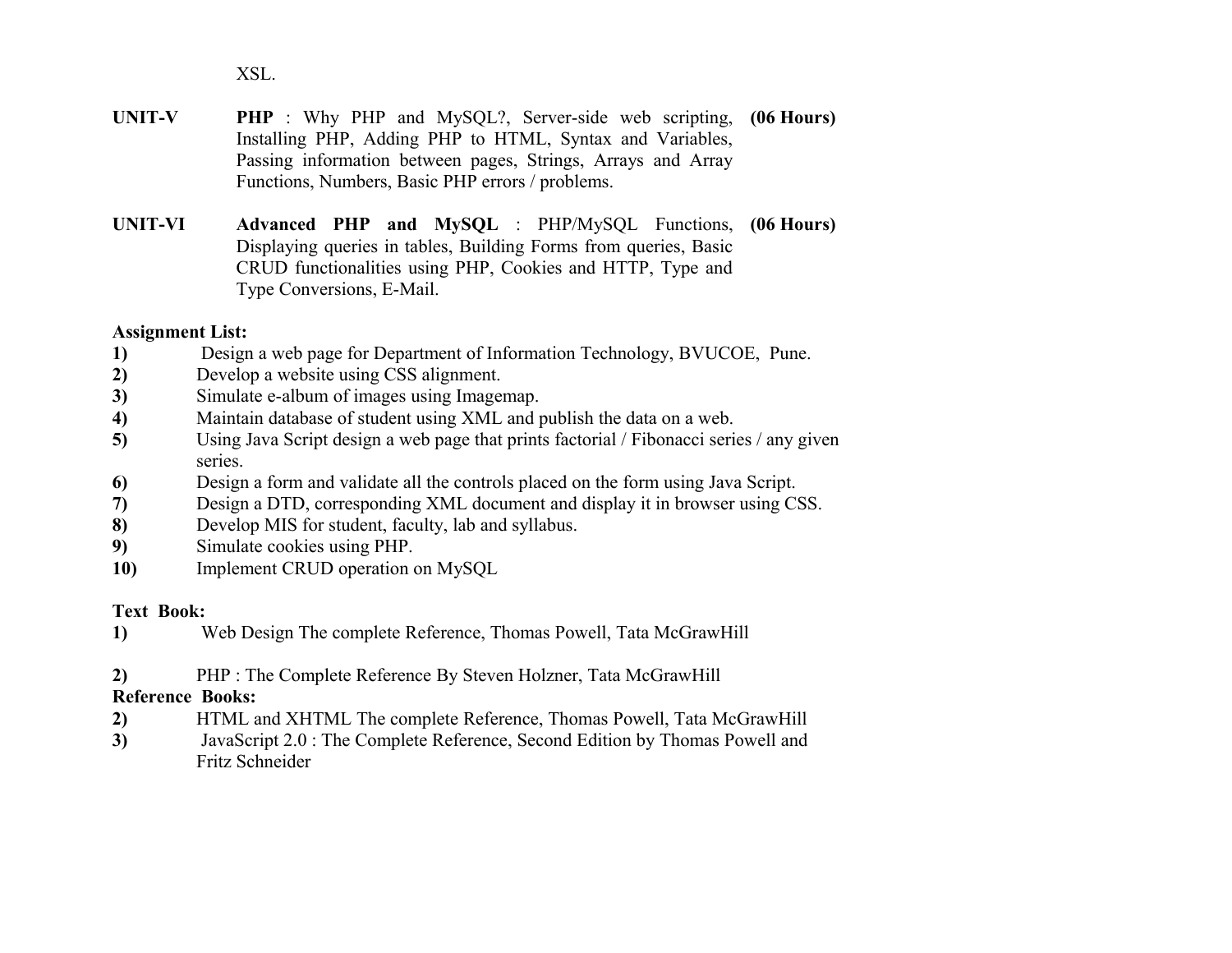XSL.

| | | |
|---|---|---|
| **UNIT-V** | **PHP** : Why PHP and MySQL?, Server-side web scripting, Installing PHP, Adding PHP to HTML, Syntax and Variables, Passing information between pages, Strings, Arrays and Array Functions, Numbers, Basic PHP errors / problems. | **(06 Hours)** |
| **UNIT-VI** | **Advanced PHP and MySQL** : PHP/MySQL Functions, Displaying queries in tables, Building Forms from queries, Basic CRUD functionalities using PHP, Cookies and HTTP, Type and Type Conversions, E-Mail. | **(06 Hours)** |

**Assignment List:**

**1)** Design a web page for Department of Information Technology, BVUCOE, Pune.
**2)** Develop a website using CSS alignment.
**3)** Simulate e-album of images using Imagemap.
**4)** Maintain database of student using XML and publish the data on a web.
**5)** Using Java Script design a web page that prints factorial / Fibonacci series / any given series.
**6)** Design a form and validate all the controls placed on the form using Java Script.
**7)** Design a DTD, corresponding XML document and display it in browser using CSS.
**8)** Develop MIS for student, faculty, lab and syllabus.
**9)** Simulate cookies using PHP.
**10)** Implement CRUD operation on MySQL

**Text Book:**

**1)** Web Design The complete Reference, Thomas Powell, Tata McGrawHill

**2)** PHP : The Complete Reference By Steven Holzner, Tata McGrawHill

**Reference Books:**

**2)** HTML and XHTML The complete Reference, Thomas Powell, Tata McGrawHill
**3)** JavaScript 2.0 : The Complete Reference, Second Edition by Thomas Powell and Fritz Schneider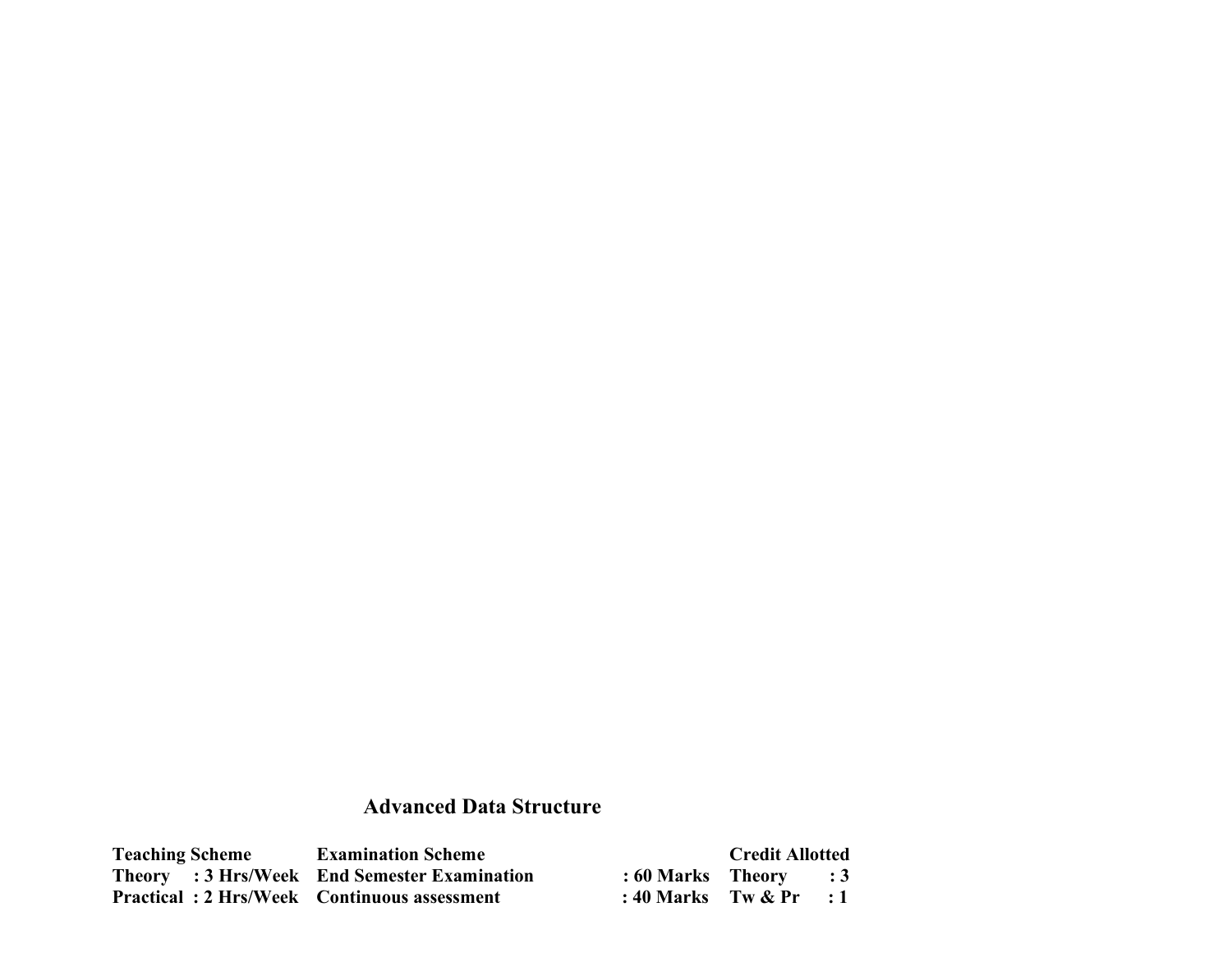## Advanced Data Structure

| Teaching Scheme | | Examination Scheme | | Credit Allotted | |
|---|---|---|---|---|---|
| Theory | : 3 Hrs/Week | End Semester Examination | : 60 Marks | Theory | : 3 |
| Practical | : 2 Hrs/Week | Continuous assessment | : 40 Marks | Tw & Pr | : 1 |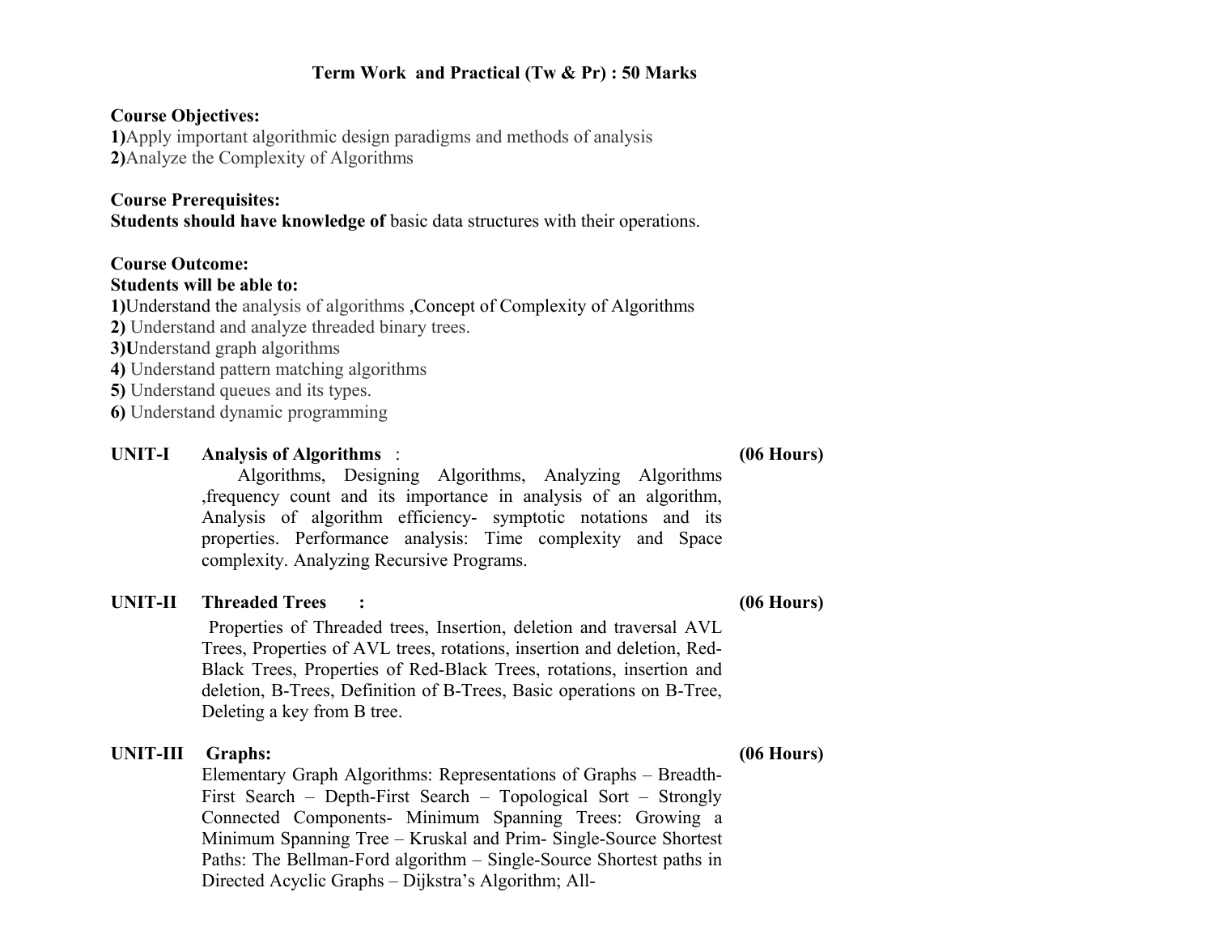**Term Work and Practical (Tw & Pr) : 50 Marks**

**Course Objectives:**

**1)**Apply important algorithmic design paradigms and methods of analysis
**2)**Analyze the Complexity of Algorithms

**Course Prerequisites:**

**Students should have knowledge of** basic data structures with their operations.

**Course Outcome:**

**Students will be able to:**

**1)**Understand the analysis of algorithms ,Concept of Complexity of Algorithms
**2)** Understand and analyze threaded binary trees.
**3)U**nderstand graph algorithms
**4)** Understand pattern matching algorithms
**5)** Understand queues and its types.
**6)** Understand dynamic programming

**UNIT-I** **Analysis of Algorithms** : **(06 Hours)**

Algorithms, Designing Algorithms, Analyzing Algorithms ,frequency count and its importance in analysis of an algorithm, Analysis of algorithm efficiency- symptotic notations and its properties. Performance analysis: Time complexity and Space complexity. Analyzing Recursive Programs.

**UNIT-II** **Threaded Trees** : **(06 Hours)**

Properties of Threaded trees, Insertion, deletion and traversal AVL Trees, Properties of AVL trees, rotations, insertion and deletion, Red-Black Trees, Properties of Red-Black Trees, rotations, insertion and deletion, B-Trees, Definition of B-Trees, Basic operations on B-Tree, Deleting a key from B tree.

**UNIT-III** **Graphs:** **(06 Hours)**

Elementary Graph Algorithms: Representations of Graphs – Breadth-First Search – Depth-First Search – Topological Sort – Strongly Connected Components- Minimum Spanning Trees: Growing a Minimum Spanning Tree – Kruskal and Prim- Single-Source Shortest Paths: The Bellman-Ford algorithm – Single-Source Shortest paths in Directed Acyclic Graphs – Dijkstra's Algorithm; All-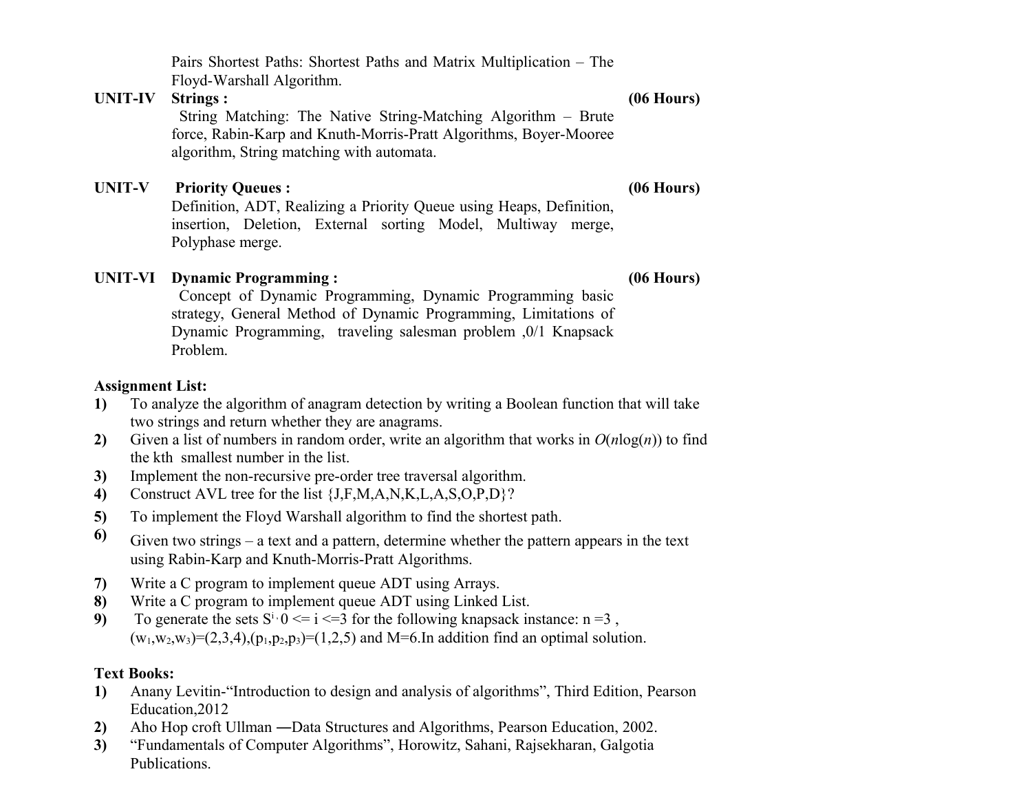Pairs Shortest Paths: Shortest Paths and Matrix Multiplication – The Floyd-Warshall Algorithm.

**UNIT-IV Strings :** **(06 Hours)**

String Matching: The Native String-Matching Algorithm – Brute force, Rabin-Karp and Knuth-Morris-Pratt Algorithms, Boyer-Mooree algorithm, String matching with automata.

**UNIT-V Priority Queues :** **(06 Hours)**

Definition, ADT, Realizing a Priority Queue using Heaps, Definition, insertion, Deletion, External sorting Model, Multiway merge, Polyphase merge.

**UNIT-VI Dynamic Programming :** **(06 Hours)**

Concept of Dynamic Programming, Dynamic Programming basic strategy, General Method of Dynamic Programming, Limitations of Dynamic Programming, traveling salesman problem ,0/1 Knapsack Problem.

**Assignment List:**

1) To analyze the algorithm of anagram detection by writing a Boolean function that will take two strings and return whether they are anagrams.
2) Given a list of numbers in random order, write an algorithm that works in $O(n\log(n))$ to find the kth smallest number in the list.
3) Implement the non-recursive pre-order tree traversal algorithm.
4) Construct AVL tree for the list {J,F,M,A,N,K,L,A,S,O,P,D}?
5) To implement the Floyd Warshall algorithm to find the shortest path.
6) Given two strings – a text and a pattern, determine whether the pattern appears in the text using Rabin-Karp and Knuth-Morris-Pratt Algorithms.
7) Write a C program to implement queue ADT using Arrays.
8) Write a C program to implement queue ADT using Linked List.
9) To generate the sets $S^i$, $0 <= i <=3$ for the following knapsack instance: n =3 , $(w_1,w_2,w_3)=(2,3,4),(p_1,p_2,p_3)=(1,2,5)$ and M=6.In addition find an optimal solution.

**Text Books:**

1) Anany Levitin-"Introduction to design and analysis of algorithms", Third Edition, Pearson Education,2012
2) Aho Hop croft Ullman ―Data Structures and Algorithms, Pearson Education, 2002.
3) "Fundamentals of Computer Algorithms", Horowitz, Sahani, Rajsekharan, Galgotia Publications.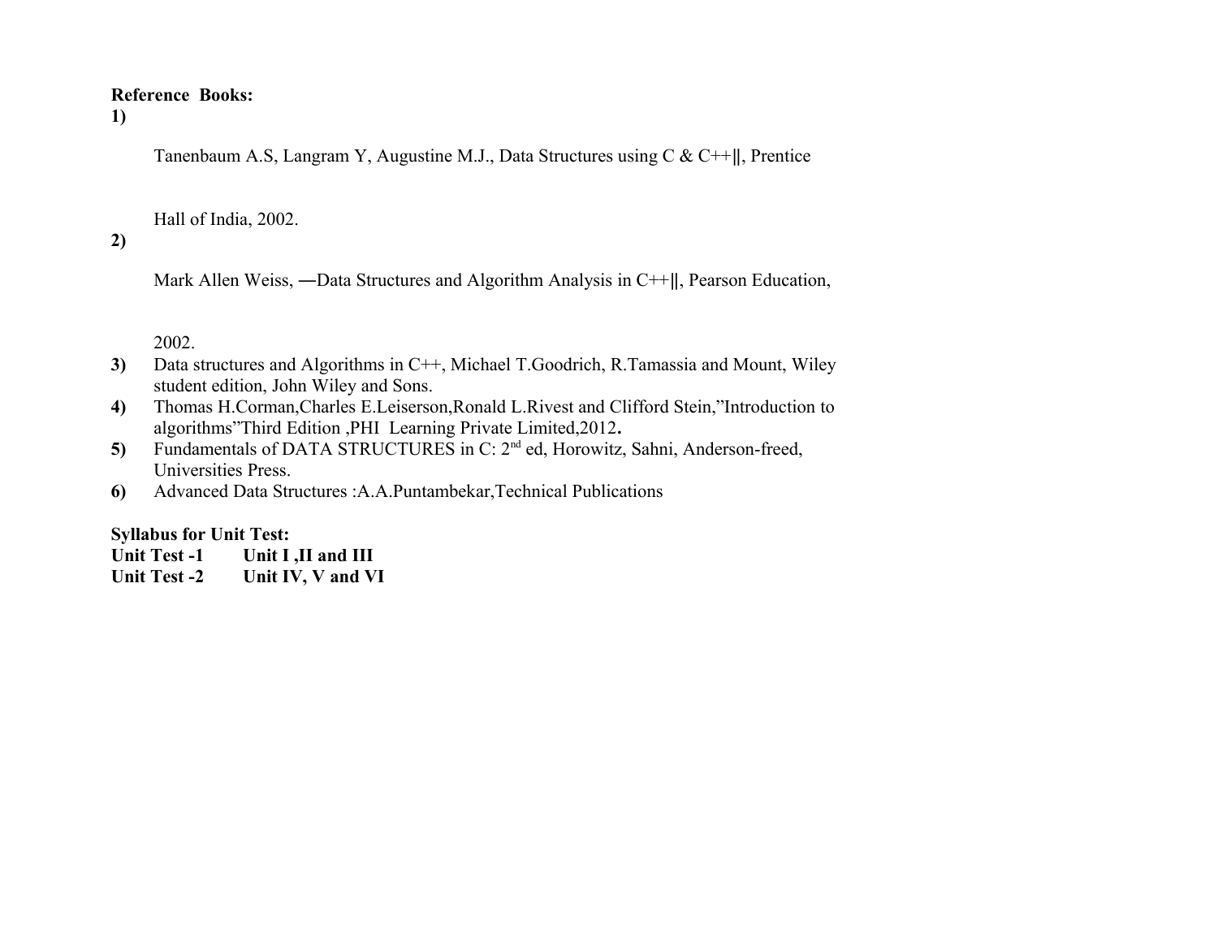**Reference Books:**

1) Tanenbaum A.S, Langram Y, Augustine M.J., Data Structures using C & C++‖, Prentice Hall of India, 2002.
2) Mark Allen Weiss, ―Data Structures and Algorithm Analysis in C++‖, Pearson Education, 2002.
3) Data structures and Algorithms in C++, Michael T.Goodrich, R.Tamassia and Mount, Wiley student edition, John Wiley and Sons.
4) Thomas H.Corman,Charles E.Leiserson,Ronald L.Rivest and Clifford Stein,"Introduction to algorithms"Third Edition ,PHI Learning Private Limited,2012**.**
5) Fundamentals of DATA STRUCTURES in C: 2nd ed, Horowitz, Sahni, Anderson-freed, Universities Press.
6) Advanced Data Structures :A.A.Puntambekar,Technical Publications

**Syllabus for Unit Test:**

**Unit Test -1 Unit I ,II and III**

**Unit Test -2 Unit IV, V and VI**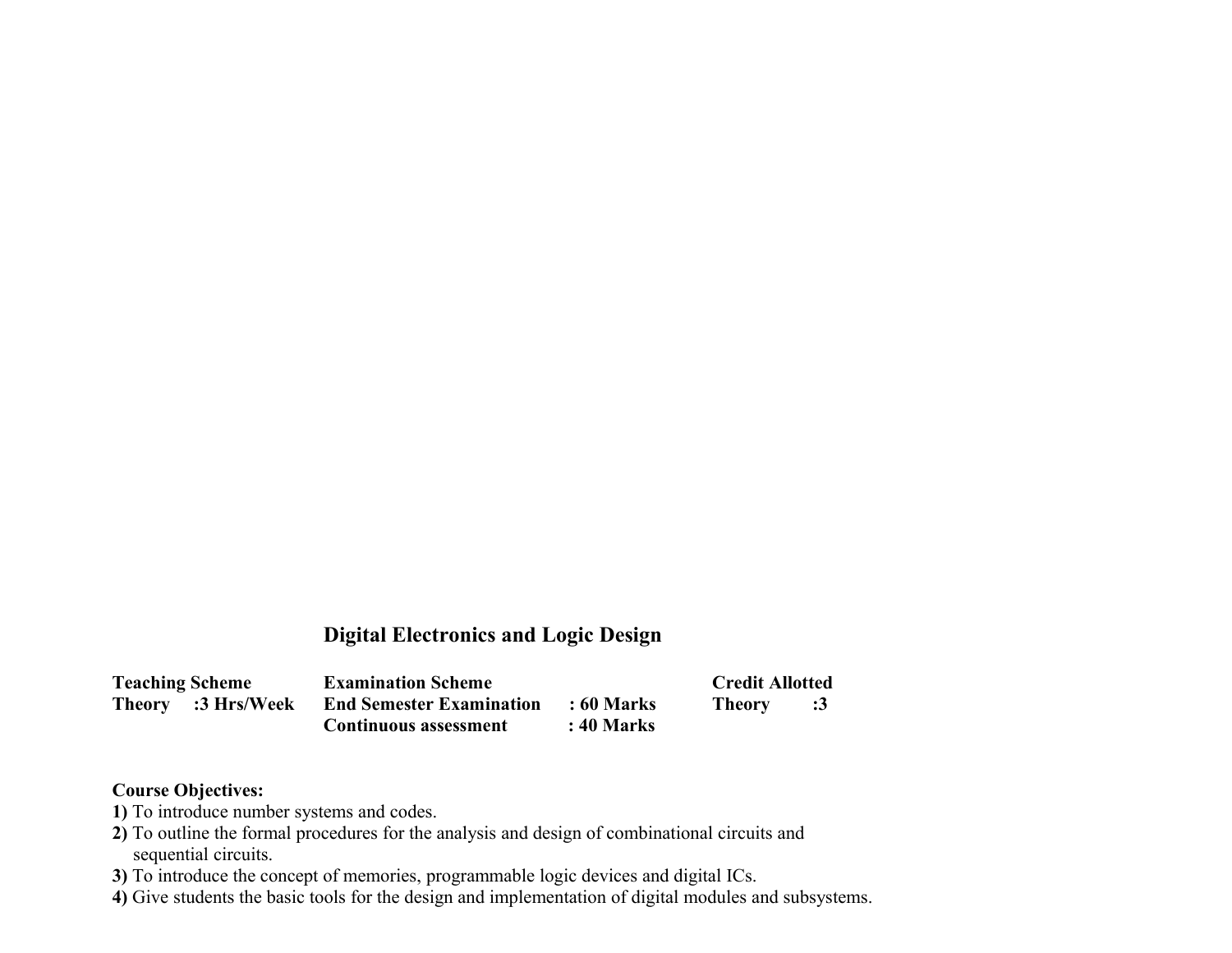# Digital Electronics and Logic Design

| Teaching Scheme | Examination Scheme | | Credit Allotted |
|---|---|---|---|
| **Theory :3 Hrs/Week** | **End Semester Examination** | **: 60 Marks** | **Theory :3** |
| | **Continuous assessment** | **: 40 Marks** | |

**Course Objectives:**

**1)** To introduce number systems and codes.
**2)** To outline the formal procedures for the analysis and design of combinational circuits and sequential circuits.
**3)** To introduce the concept of memories, programmable logic devices and digital ICs.
**4)** Give students the basic tools for the design and implementation of digital modules and subsystems.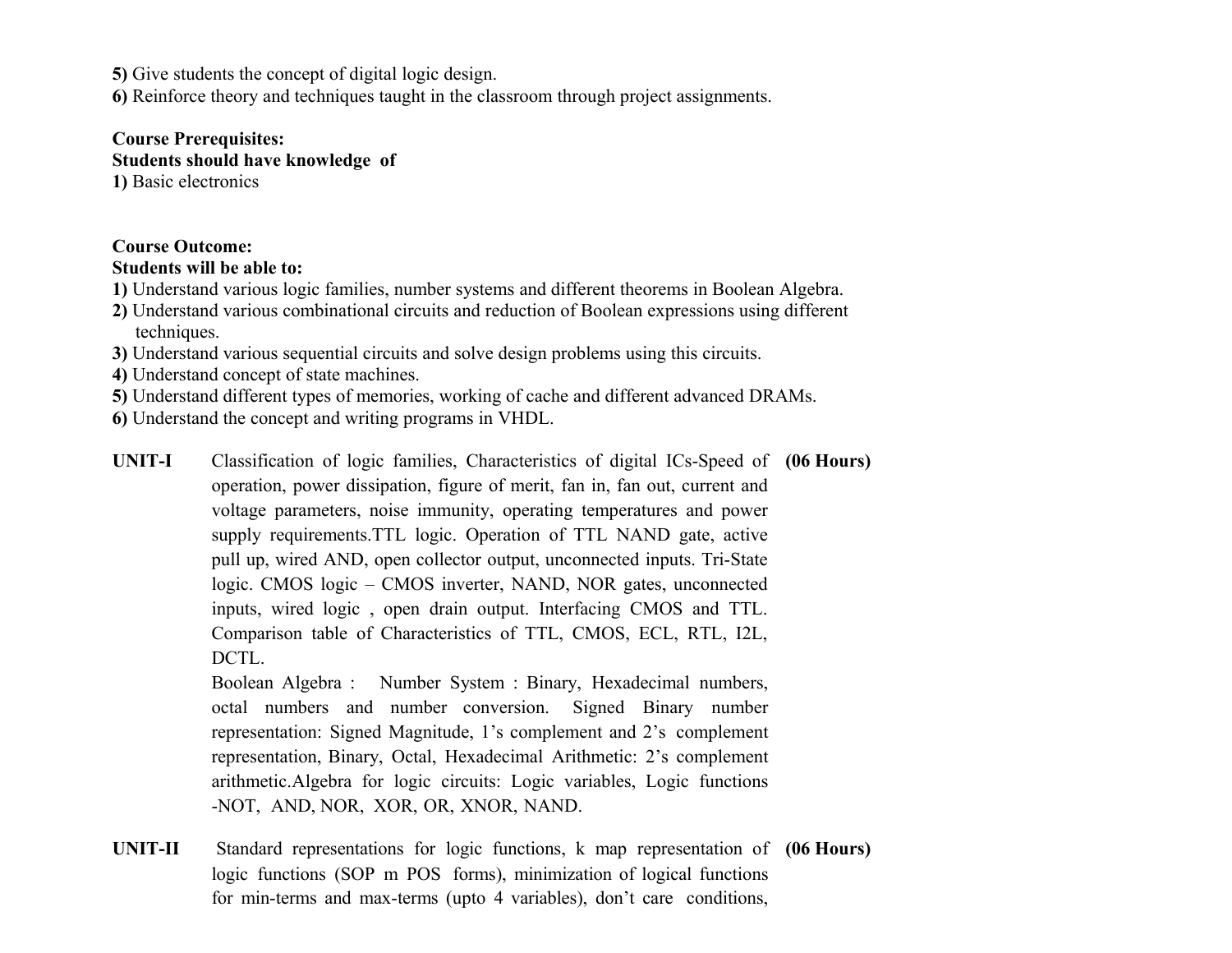**5)** Give students the concept of digital logic design.
**6)** Reinforce theory and techniques taught in the classroom through project assignments.

**Course Prerequisites:**
**Students should have knowledge of**
**1)** Basic electronics

**Course Outcome:**
**Students will be able to:**
**1)** Understand various logic families, number systems and different theorems in Boolean Algebra.
**2)** Understand various combinational circuits and reduction of Boolean expressions using different techniques.
**3)** Understand various sequential circuits and solve design problems using this circuits.
**4)** Understand concept of state machines.
**5)** Understand different types of memories, working of cache and different advanced DRAMs.
**6)** Understand the concept and writing programs in VHDL.

| | | |
|---|---|---|
| **UNIT-I** | Classification of logic families, Characteristics of digital ICs-Speed of operation, power dissipation, figure of merit, fan in, fan out, current and voltage parameters, noise immunity, operating temperatures and power supply requirements.TTL logic. Operation of TTL NAND gate, active pull up, wired AND, open collector output, unconnected inputs. Tri-State logic. CMOS logic – CMOS inverter, NAND, NOR gates, unconnected inputs, wired logic , open drain output. Interfacing CMOS and TTL. Comparison table of Characteristics of TTL, CMOS, ECL, RTL, I2L, DCTL.<br>Boolean Algebra : Number System : Binary, Hexadecimal numbers, octal numbers and number conversion. Signed Binary number representation: Signed Magnitude, 1's complement and 2's complement representation, Binary, Octal, Hexadecimal Arithmetic: 2's complement arithmetic.Algebra for logic circuits: Logic variables, Logic functions -NOT, AND, NOR, XOR, OR, XNOR, NAND. | **(06 Hours)** |
| **UNIT-II** | Standard representations for logic functions, k map representation of logic functions (SOP m POS forms), minimization of logical functions for min-terms and max-terms (upto 4 variables), don't care conditions, | **(06 Hours)** |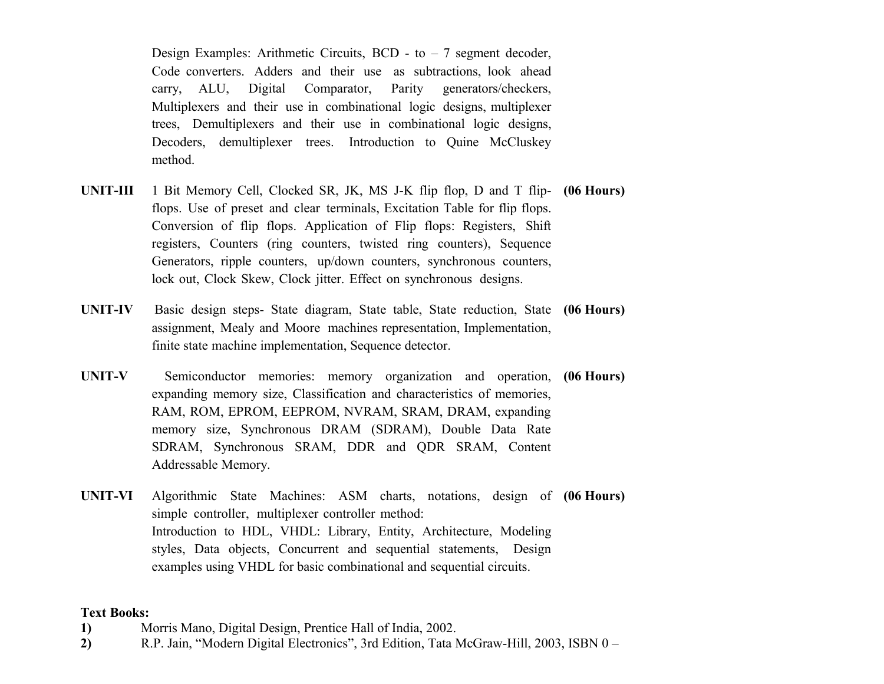Design Examples: Arithmetic Circuits, BCD - to – 7 segment decoder, Code converters. Adders and their use as subtractions, look ahead carry, ALU, Digital Comparator, Parity generators/checkers, Multiplexers and their use in combinational logic designs, multiplexer trees, Demultiplexers and their use in combinational logic designs, Decoders, demultiplexer trees. Introduction to Quine McCluskey method.

| | | |
|---|---|---|
| **UNIT-III** | 1 Bit Memory Cell, Clocked SR, JK, MS J-K flip flop, D and T flip-flops. Use of preset and clear terminals, Excitation Table for flip flops. Conversion of flip flops. Application of Flip flops: Registers, Shift registers, Counters (ring counters, twisted ring counters), Sequence Generators, ripple counters, up/down counters, synchronous counters, lock out, Clock Skew, Clock jitter. Effect on synchronous designs. | **(06 Hours)** |
| **UNIT-IV** | Basic design steps- State diagram, State table, State reduction, State assignment, Mealy and Moore machines representation, Implementation, finite state machine implementation, Sequence detector. | **(06 Hours)** |
| **UNIT-V** | Semiconductor memories: memory organization and operation, expanding memory size, Classification and characteristics of memories, RAM, ROM, EPROM, EEPROM, NVRAM, SRAM, DRAM, expanding memory size, Synchronous DRAM (SDRAM), Double Data Rate SDRAM, Synchronous SRAM, DDR and QDR SRAM, Content Addressable Memory. | **(06 Hours)** |
| **UNIT-VI** | Algorithmic State Machines: ASM charts, notations, design of simple controller, multiplexer controller method: Introduction to HDL, VHDL: Library, Entity, Architecture, Modeling styles, Data objects, Concurrent and sequential statements, Design examples using VHDL for basic combinational and sequential circuits. | **(06 Hours)** |

**Text Books:**

1) Morris Mano, Digital Design, Prentice Hall of India, 2002.
2) R.P. Jain, "Modern Digital Electronics", 3rd Edition, Tata McGraw-Hill, 2003, ISBN 0 –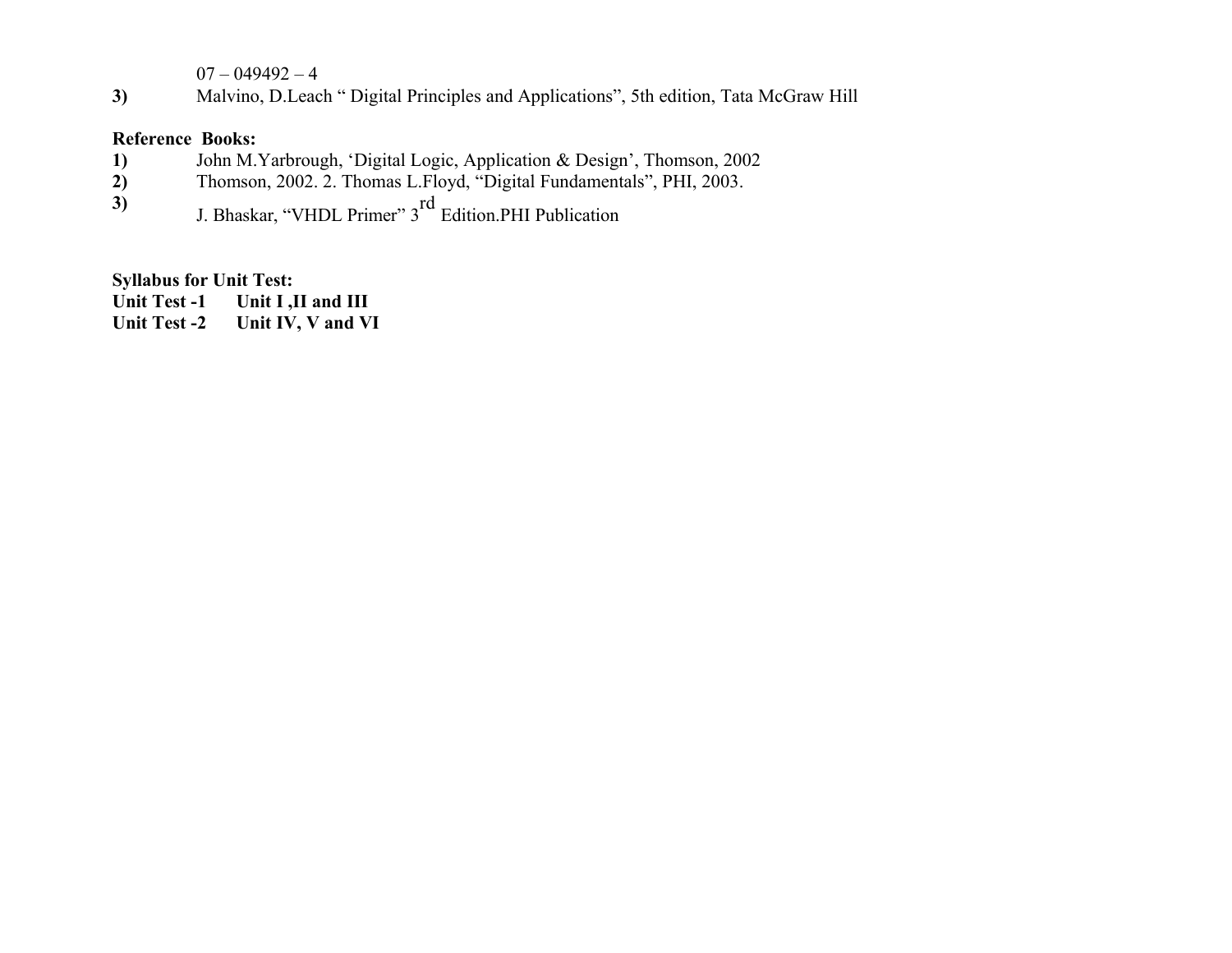07 – 049492 – 4

**3)** Malvino, D.Leach " Digital Principles and Applications", 5th edition, Tata McGraw Hill

**Reference Books:**

**1)** John M.Yarbrough, 'Digital Logic, Application & Design', Thomson, 2002

**2)** Thomson, 2002. 2. Thomas L.Floyd, "Digital Fundamentals", PHI, 2003.

**3)** J. Bhaskar, "VHDL Primer" 3rd Edition.PHI Publication

**Syllabus for Unit Test:**

**Unit Test -1 Unit I ,II and III**

**Unit Test -2 Unit IV, V and VI**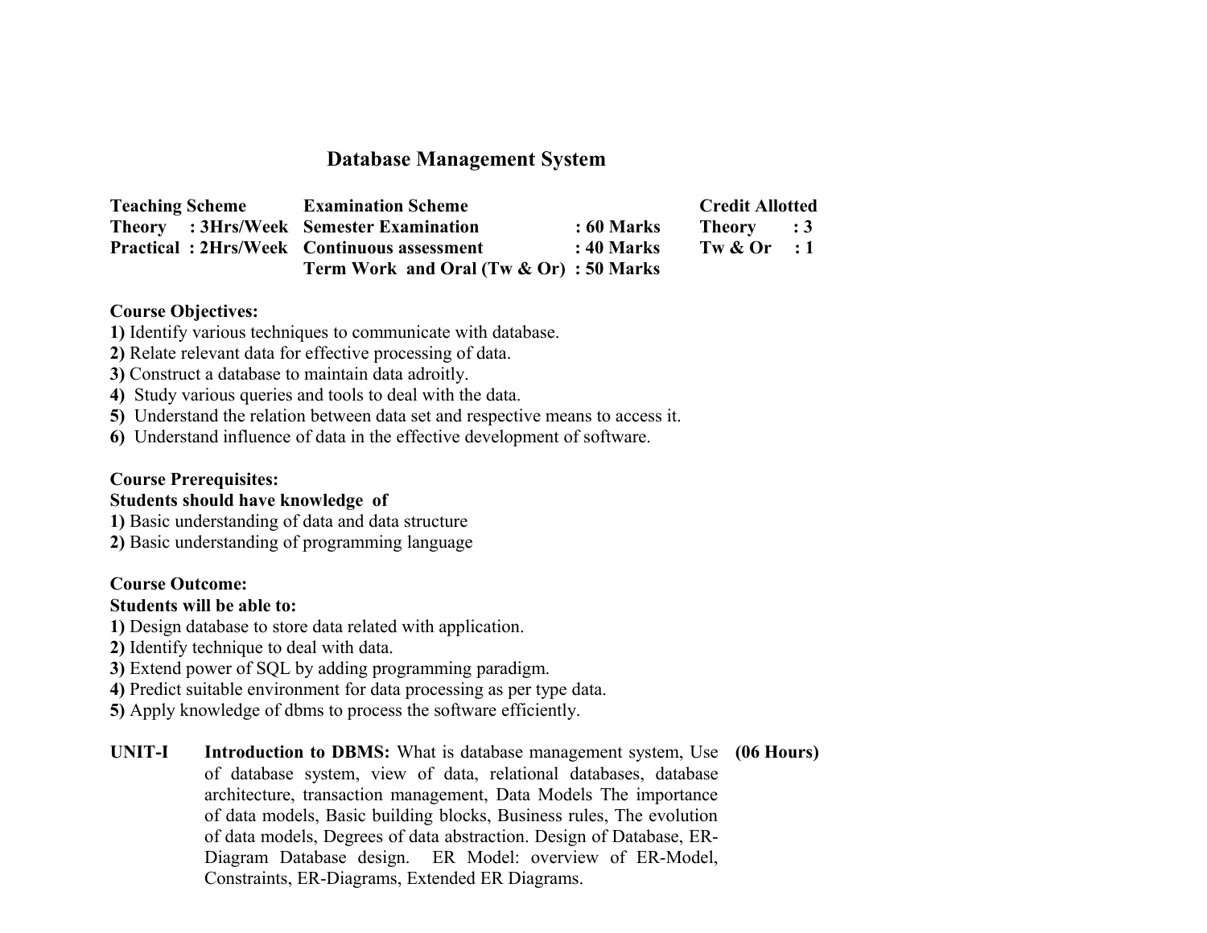# Database Management System

| Teaching Scheme | Examination Scheme | | Credit Allotted |
|---|---|---|---|
| Theory : 3Hrs/Week | Semester Examination | : 60 Marks | Theory : 3 |
| Practical : 2Hrs/Week | Continuous assessment | : 40 Marks | Tw & Or : 1 |
| | Term Work and Oral (Tw & Or) | : 50 Marks | |

**Course Objectives:**

**1)** Identify various techniques to communicate with database.
**2)** Relate relevant data for effective processing of data.
**3)** Construct a database to maintain data adroitly.
**4)** Study various queries and tools to deal with the data.
**5)** Understand the relation between data set and respective means to access it.
**6)** Understand influence of data in the effective development of software.

**Course Prerequisites:**
**Students should have knowledge of**

**1)** Basic understanding of data and data structure
**2)** Basic understanding of programming language

**Course Outcome:**
**Students will be able to:**

**1)** Design database to store data related with application.
**2)** Identify technique to deal with data.
**3)** Extend power of SQL by adding programming paradigm.
**4)** Predict suitable environment for data processing as per type data.
**5)** Apply knowledge of dbms to process the software efficiently.

**UNIT-I** **Introduction to DBMS:** What is database management system, Use of database system, view of data, relational databases, database architecture, transaction management, Data Models The importance of data models, Basic building blocks, Business rules, The evolution of data models, Degrees of data abstraction. Design of Database, ER-Diagram Database design. ER Model: overview of ER-Model, Constraints, ER-Diagrams, Extended ER Diagrams. **(06 Hours)**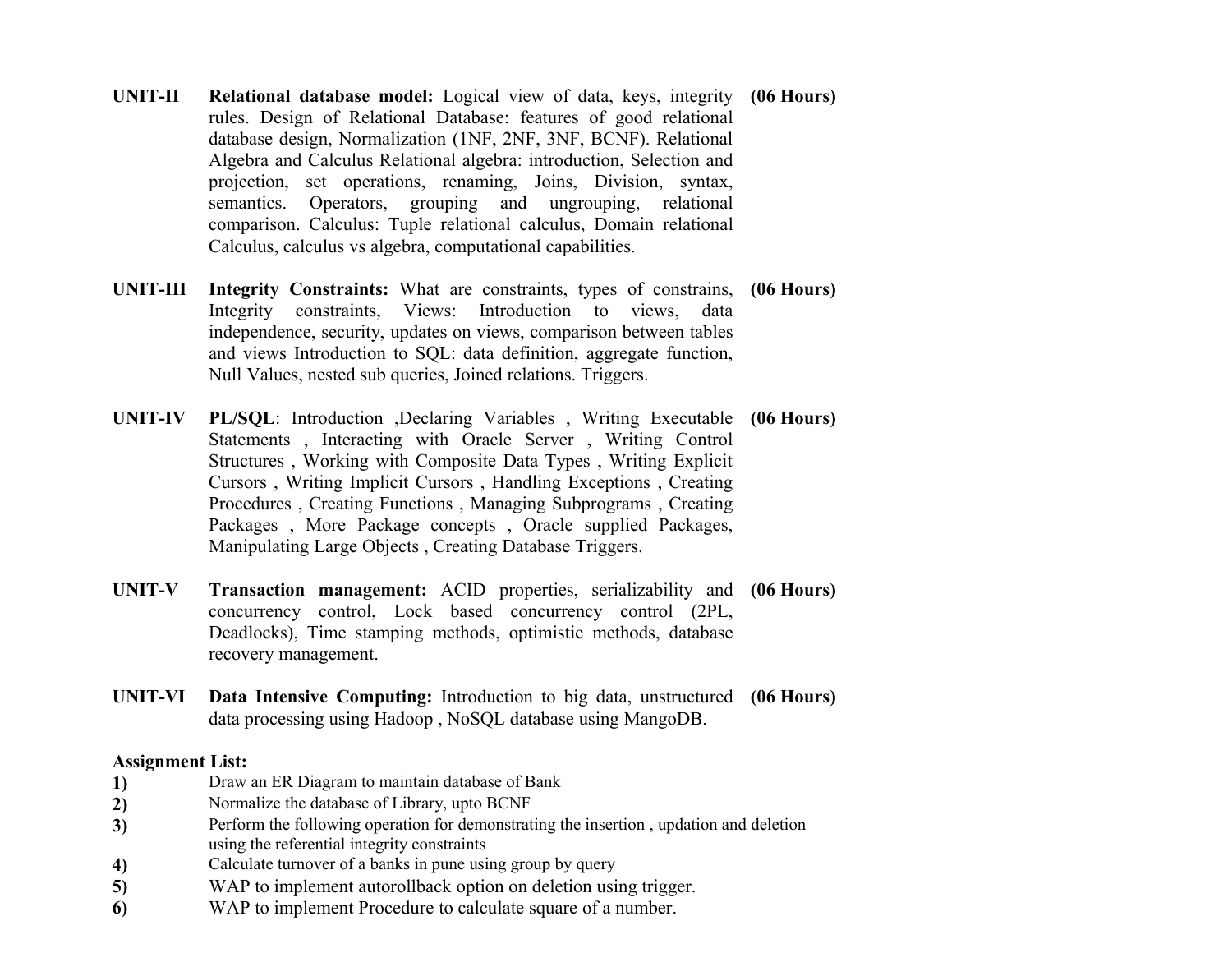| | | |
|---|---|---|
| **UNIT-II** | **Relational database model:** Logical view of data, keys, integrity rules. Design of Relational Database: features of good relational database design, Normalization (1NF, 2NF, 3NF, BCNF). Relational Algebra and Calculus Relational algebra: introduction, Selection and projection, set operations, renaming, Joins, Division, syntax, semantics. Operators, grouping and ungrouping, relational comparison. Calculus: Tuple relational calculus, Domain relational Calculus, calculus vs algebra, computational capabilities. | **(06 Hours)** |
| **UNIT-III** | **Integrity Constraints:** What are constraints, types of constrains, Integrity constraints, Views: Introduction to views, data independence, security, updates on views, comparison between tables and views Introduction to SQL: data definition, aggregate function, Null Values, nested sub queries, Joined relations. Triggers. | **(06 Hours)** |
| **UNIT-IV** | **PL/SQL**: Introduction ,Declaring Variables , Writing Executable Statements , Interacting with Oracle Server , Writing Control Structures , Working with Composite Data Types , Writing Explicit Cursors , Writing Implicit Cursors , Handling Exceptions , Creating Procedures , Creating Functions , Managing Subprograms , Creating Packages , More Package concepts , Oracle supplied Packages, Manipulating Large Objects , Creating Database Triggers. | **(06 Hours)** |
| **UNIT-V** | **Transaction management:** ACID properties, serializability and concurrency control, Lock based concurrency control (2PL, Deadlocks), Time stamping methods, optimistic methods, database recovery management. | **(06 Hours)** |
| **UNIT-VI** | **Data Intensive Computing:** Introduction to big data, unstructured data processing using Hadoop , NoSQL database using MangoDB. | **(06 Hours)** |

**Assignment List:**

1) Draw an ER Diagram to maintain database of Bank
2) Normalize the database of Library, upto BCNF
3) Perform the following operation for demonstrating the insertion , updation and deletion using the referential integrity constraints
4) Calculate turnover of a banks in pune using group by query
5) WAP to implement autorollback option on deletion using trigger.
6) WAP to implement Procedure to calculate square of a number.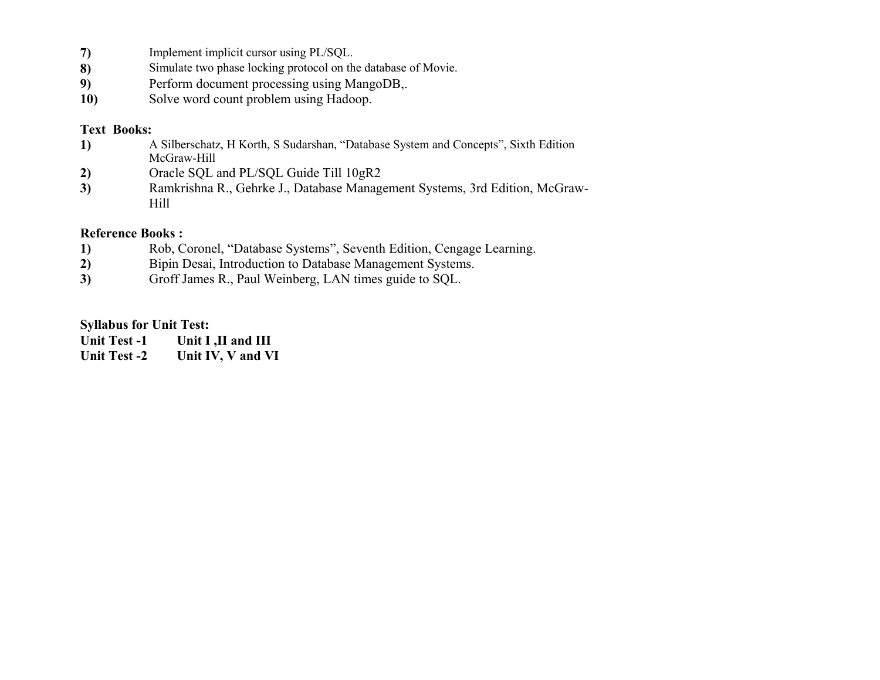7) Implement implicit cursor using PL/SQL.
8) Simulate two phase locking protocol on the database of Movie.
9) Perform document processing using MangoDB,.
10) Solve word count problem using Hadoop.

**Text Books:**

1) A Silberschatz, H Korth, S Sudarshan, "Database System and Concepts", Sixth Edition McGraw-Hill
2) Oracle SQL and PL/SQL Guide Till 10gR2
3) Ramkrishna R., Gehrke J., Database Management Systems, 3rd Edition, McGraw-Hill

**Reference Books :**

1) Rob, Coronel, "Database Systems", Seventh Edition, Cengage Learning.
2) Bipin Desai, Introduction to Database Management Systems.
3) Groff James R., Paul Weinberg, LAN times guide to SQL.

**Syllabus for Unit Test:**

**Unit Test -1 Unit I ,II and III**

**Unit Test -2 Unit IV, V and VI**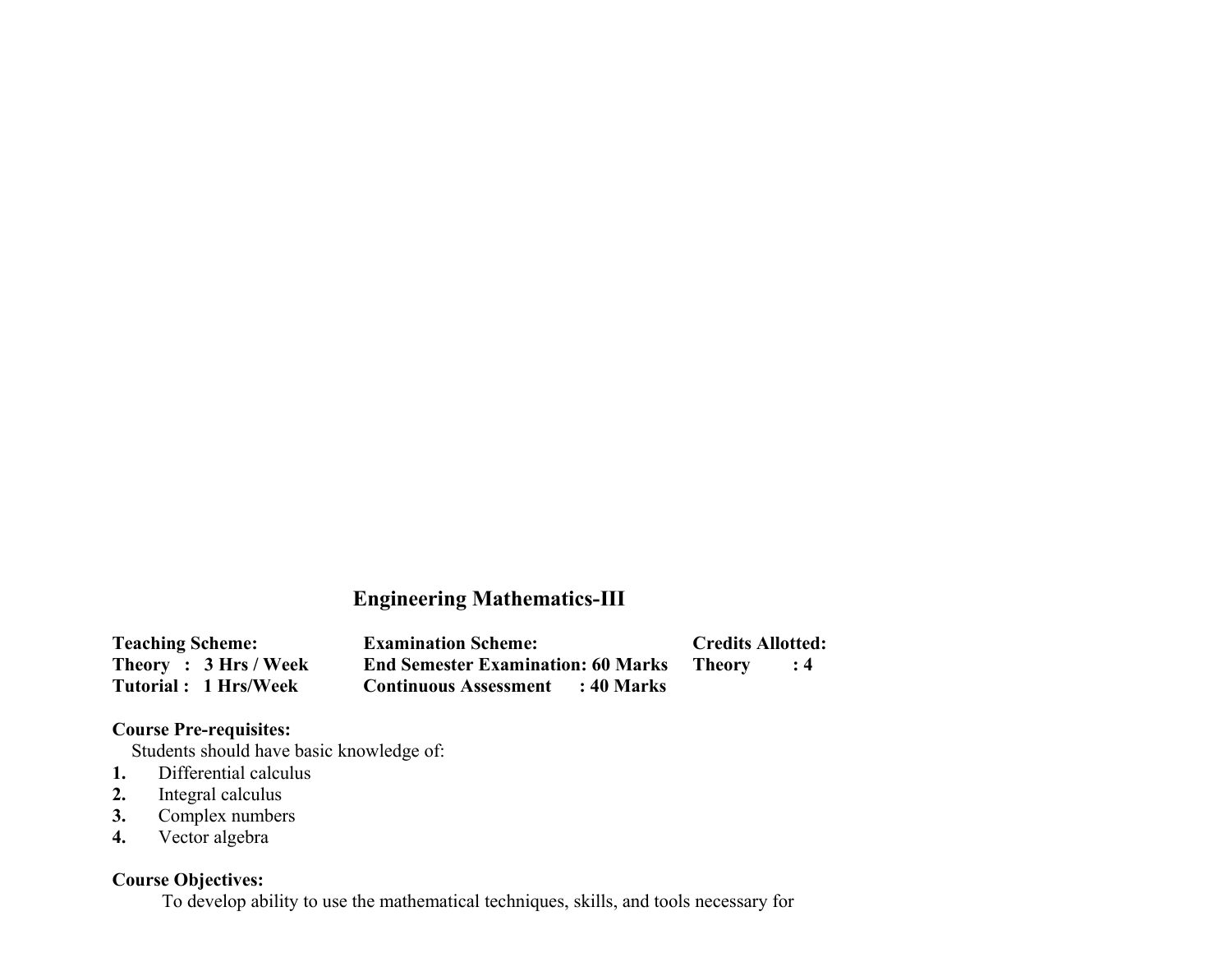# Engineering Mathematics-III

| Teaching Scheme: | Examination Scheme: | Credits Allotted: |
|---|---|---|
| Theory : 3 Hrs / Week | End Semester Examination: 60 Marks | Theory : 4 |
| Tutorial : 1 Hrs/Week | Continuous Assessment : 40 Marks | |

**Course Pre-requisites:**

Students should have basic knowledge of:

1. Differential calculus
2. Integral calculus
3. Complex numbers
4. Vector algebra

**Course Objectives:**

To develop ability to use the mathematical techniques, skills, and tools necessary for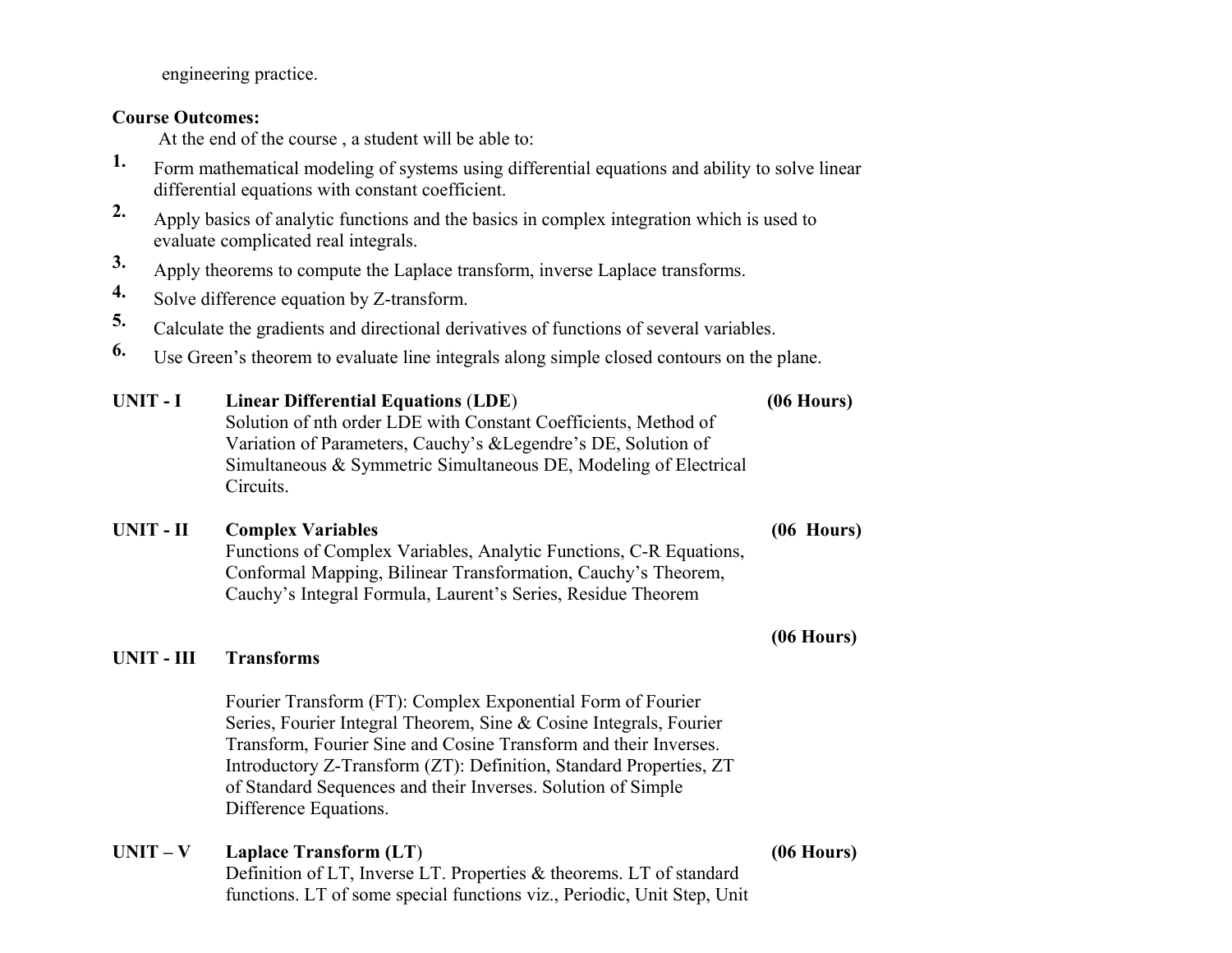engineering practice.

**Course Outcomes:**

At the end of the course , a student will be able to:

1. Form mathematical modeling of systems using differential equations and ability to solve linear differential equations with constant coefficient.
2. Apply basics of analytic functions and the basics in complex integration which is used to evaluate complicated real integrals.
3. Apply theorems to compute the Laplace transform, inverse Laplace transforms.
4. Solve difference equation by Z-transform.
5. Calculate the gradients and directional derivatives of functions of several variables.
6. Use Green's theorem to evaluate line integrals along simple closed contours on the plane.

**UNIT - I** **Linear Differential Equations** (**LDE**) **(06 Hours)**

Solution of nth order LDE with Constant Coefficients, Method of Variation of Parameters, Cauchy's &Legendre's DE, Solution of Simultaneous & Symmetric Simultaneous DE, Modeling of Electrical Circuits.

**UNIT - II** **Complex Variables** **(06 Hours)**

Functions of Complex Variables, Analytic Functions, C-R Equations, Conformal Mapping, Bilinear Transformation, Cauchy's Theorem, Cauchy's Integral Formula, Laurent's Series, Residue Theorem

**UNIT - III** **Transforms** **(06 Hours)**

Fourier Transform (FT): Complex Exponential Form of Fourier Series, Fourier Integral Theorem, Sine & Cosine Integrals, Fourier Transform, Fourier Sine and Cosine Transform and their Inverses. Introductory Z-Transform (ZT): Definition, Standard Properties, ZT of Standard Sequences and their Inverses. Solution of Simple Difference Equations.

**UNIT – V** **Laplace Transform (LT**) **(06 Hours)**

Definition of LT, Inverse LT. Properties & theorems. LT of standard functions. LT of some special functions viz., Periodic, Unit Step, Unit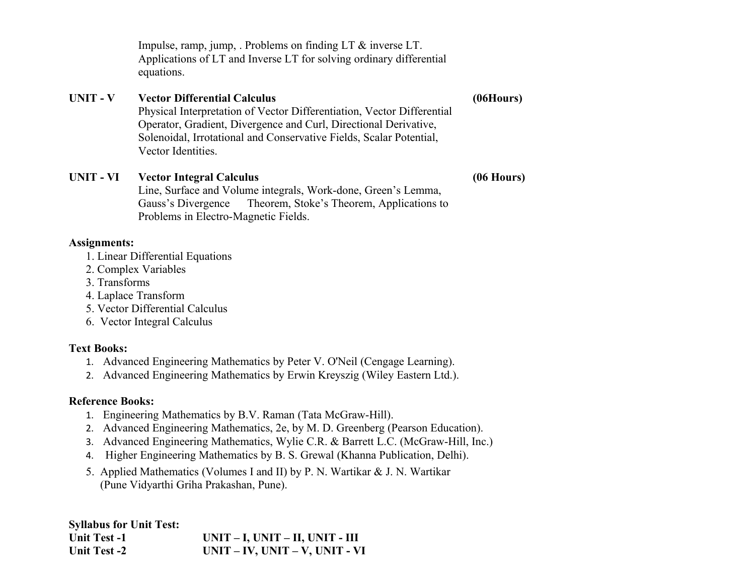Impulse, ramp, jump, . Problems on finding LT & inverse LT. Applications of LT and Inverse LT for solving ordinary differential equations.

**UNIT - V** **Vector Differential Calculus** **(06Hours)**

Physical Interpretation of Vector Differentiation, Vector Differential Operator, Gradient, Divergence and Curl, Directional Derivative, Solenoidal, Irrotational and Conservative Fields, Scalar Potential, Vector Identities.

**UNIT - VI** **Vector Integral Calculus** **(06 Hours)**

Line, Surface and Volume integrals, Work-done, Green's Lemma, Gauss's Divergence Theorem, Stoke's Theorem, Applications to Problems in Electro-Magnetic Fields.

**Assignments:**

1. Linear Differential Equations
2. Complex Variables
3. Transforms
4. Laplace Transform
5. Vector Differential Calculus
6. Vector Integral Calculus

**Text Books:**

1. Advanced Engineering Mathematics by Peter V. O'Neil (Cengage Learning).
2. Advanced Engineering Mathematics by Erwin Kreyszig (Wiley Eastern Ltd.).

**Reference Books:**

1. Engineering Mathematics by B.V. Raman (Tata McGraw-Hill).
2. Advanced Engineering Mathematics, 2e, by M. D. Greenberg (Pearson Education).
3. Advanced Engineering Mathematics, Wylie C.R. & Barrett L.C. (McGraw-Hill, Inc.)
4. Higher Engineering Mathematics by B. S. Grewal (Khanna Publication, Delhi).
5. Applied Mathematics (Volumes I and II) by P. N. Wartikar & J. N. Wartikar (Pune Vidyarthi Griha Prakashan, Pune).

**Syllabus for Unit Test:**

**Unit Test -1** **UNIT – I, UNIT – II, UNIT - III**

**Unit Test -2** **UNIT – IV, UNIT – V, UNIT - VI**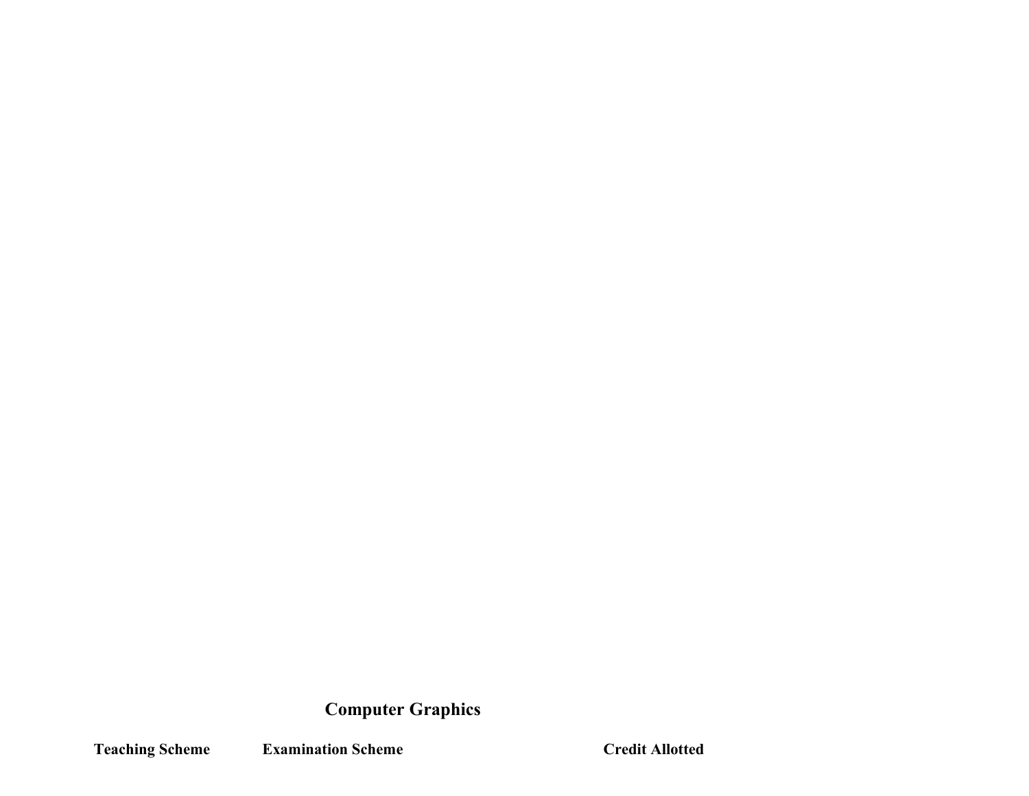## Computer Graphics

| Teaching Scheme | Examination Scheme | Credit Allotted |
| --- | --- | --- |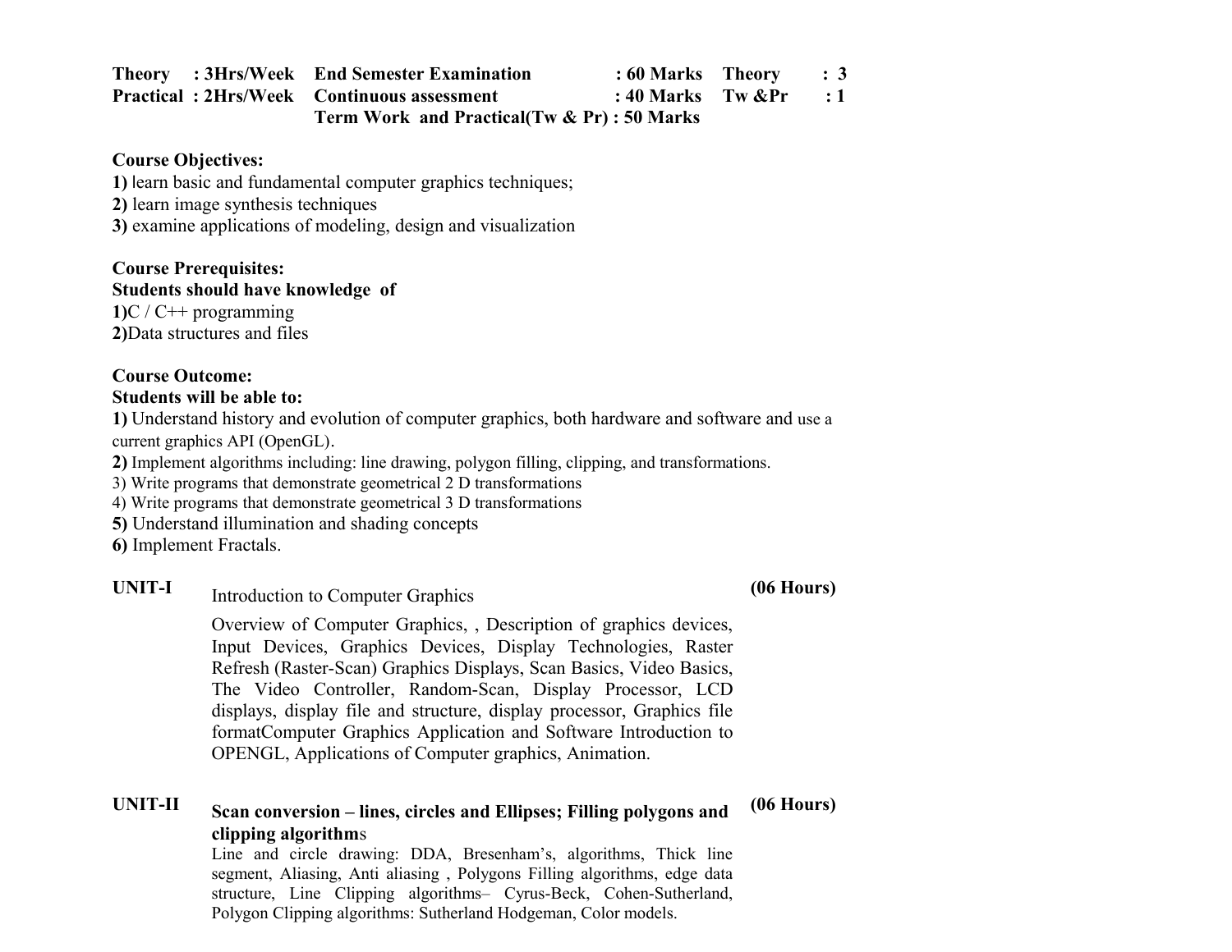| **Theory : 3Hrs/Week** | **End Semester Examination** | **: 60 Marks** | **Theory** | **: 3** |
|---|---|---|---|---|
| **Practical : 2Hrs/Week** | **Continuous assessment** | **: 40 Marks** | **Tw &Pr** | **: 1** |
| | **Term Work and Practical(Tw & Pr) : 50 Marks** | | | |

**Course Objectives:**

**1)** learn basic and fundamental computer graphics techniques;
**2)** learn image synthesis techniques
**3)** examine applications of modeling, design and visualization

**Course Prerequisites:**
**Students should have knowledge of**
**1)**C / C++ programming
**2)**Data structures and files

**Course Outcome:**
**Students will be able to:**

**1)** Understand history and evolution of computer graphics, both hardware and software and use a current graphics API (OpenGL).
**2)** Implement algorithms including: line drawing, polygon filling, clipping, and transformations.
3) Write programs that demonstrate geometrical 2 D transformations
4) Write programs that demonstrate geometrical 3 D transformations
**5)** Understand illumination and shading concepts
**6)** Implement Fractals.

**UNIT-I** Introduction to Computer Graphics **(06 Hours)**

Overview of Computer Graphics, , Description of graphics devices, Input Devices, Graphics Devices, Display Technologies, Raster Refresh (Raster-Scan) Graphics Displays, Scan Basics, Video Basics, The Video Controller, Random-Scan, Display Processor, LCD displays, display file and structure, display processor, Graphics file formatComputer Graphics Application and Software Introduction to OPENGL, Applications of Computer graphics, Animation.

**UNIT-II** **Scan conversion – lines, circles and Ellipses; Filling polygons and clipping algorithm**s **(06 Hours)**

Line and circle drawing: DDA, Bresenham's, algorithms, Thick line segment, Aliasing, Anti aliasing , Polygons Filling algorithms, edge data structure, Line Clipping algorithms– Cyrus-Beck, Cohen-Sutherland, Polygon Clipping algorithms: Sutherland Hodgeman, Color models.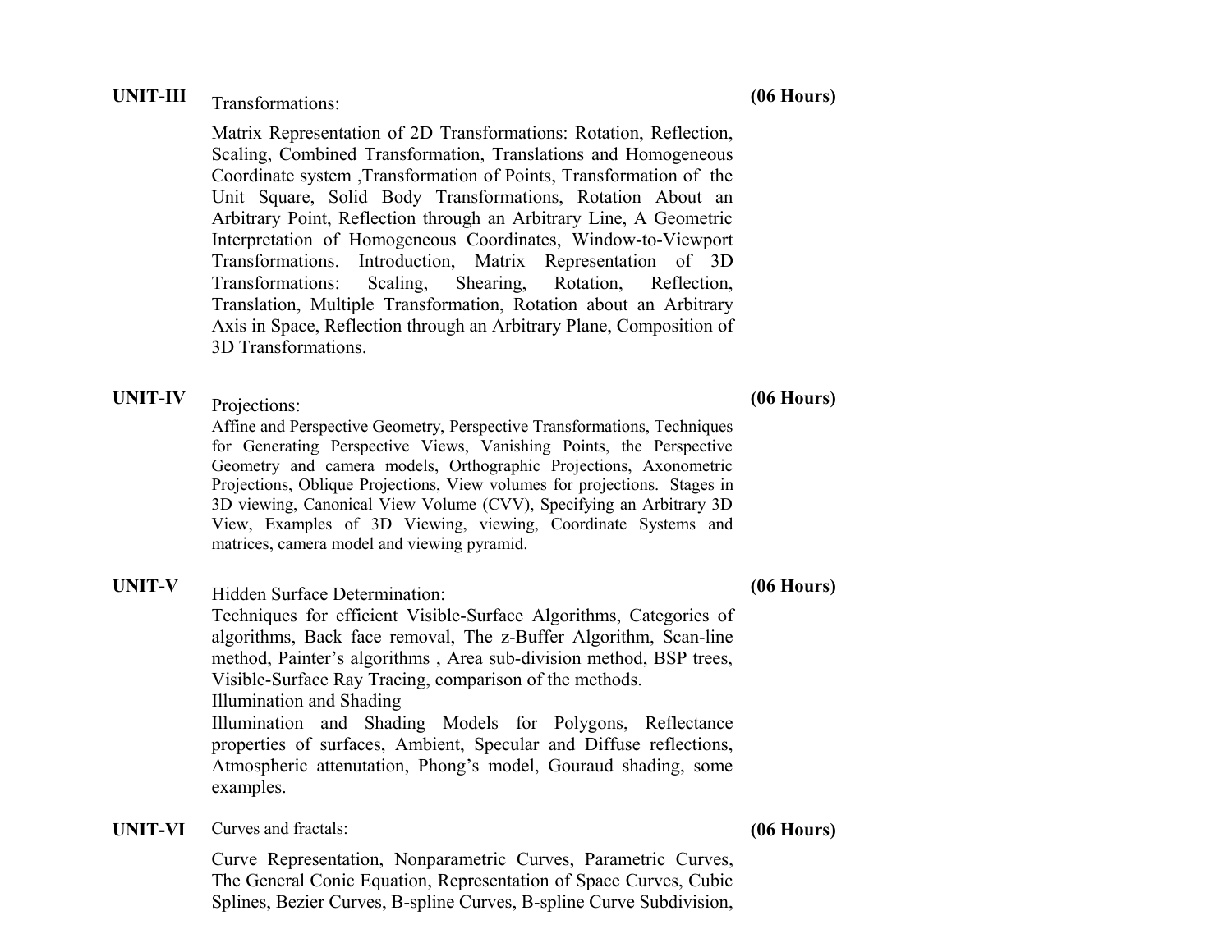**UNIT-III** Transformations: **(06 Hours)**

Matrix Representation of 2D Transformations: Rotation, Reflection, Scaling, Combined Transformation, Translations and Homogeneous Coordinate system ,Transformation of Points, Transformation of the Unit Square, Solid Body Transformations, Rotation About an Arbitrary Point, Reflection through an Arbitrary Line, A Geometric Interpretation of Homogeneous Coordinates, Window-to-Viewport Transformations. Introduction, Matrix Representation of 3D Transformations: Scaling, Shearing, Rotation, Reflection, Translation, Multiple Transformation, Rotation about an Arbitrary Axis in Space, Reflection through an Arbitrary Plane, Composition of 3D Transformations.

**UNIT-IV** Projections: **(06 Hours)**

Affine and Perspective Geometry, Perspective Transformations, Techniques for Generating Perspective Views, Vanishing Points, the Perspective Geometry and camera models, Orthographic Projections, Axonometric Projections, Oblique Projections, View volumes for projections. Stages in 3D viewing, Canonical View Volume (CVV), Specifying an Arbitrary 3D View, Examples of 3D Viewing, viewing, Coordinate Systems and matrices, camera model and viewing pyramid.

**UNIT-V** Hidden Surface Determination: **(06 Hours)**

Techniques for efficient Visible-Surface Algorithms, Categories of algorithms, Back face removal, The z-Buffer Algorithm, Scan-line method, Painter's algorithms , Area sub-division method, BSP trees, Visible-Surface Ray Tracing, comparison of the methods.

Illumination and Shading

Illumination and Shading Models for Polygons, Reflectance properties of surfaces, Ambient, Specular and Diffuse reflections, Atmospheric attenutation, Phong's model, Gouraud shading, some examples.

**UNIT-VI** Curves and fractals: **(06 Hours)**

Curve Representation, Nonparametric Curves, Parametric Curves, The General Conic Equation, Representation of Space Curves, Cubic Splines, Bezier Curves, B-spline Curves, B-spline Curve Subdivision,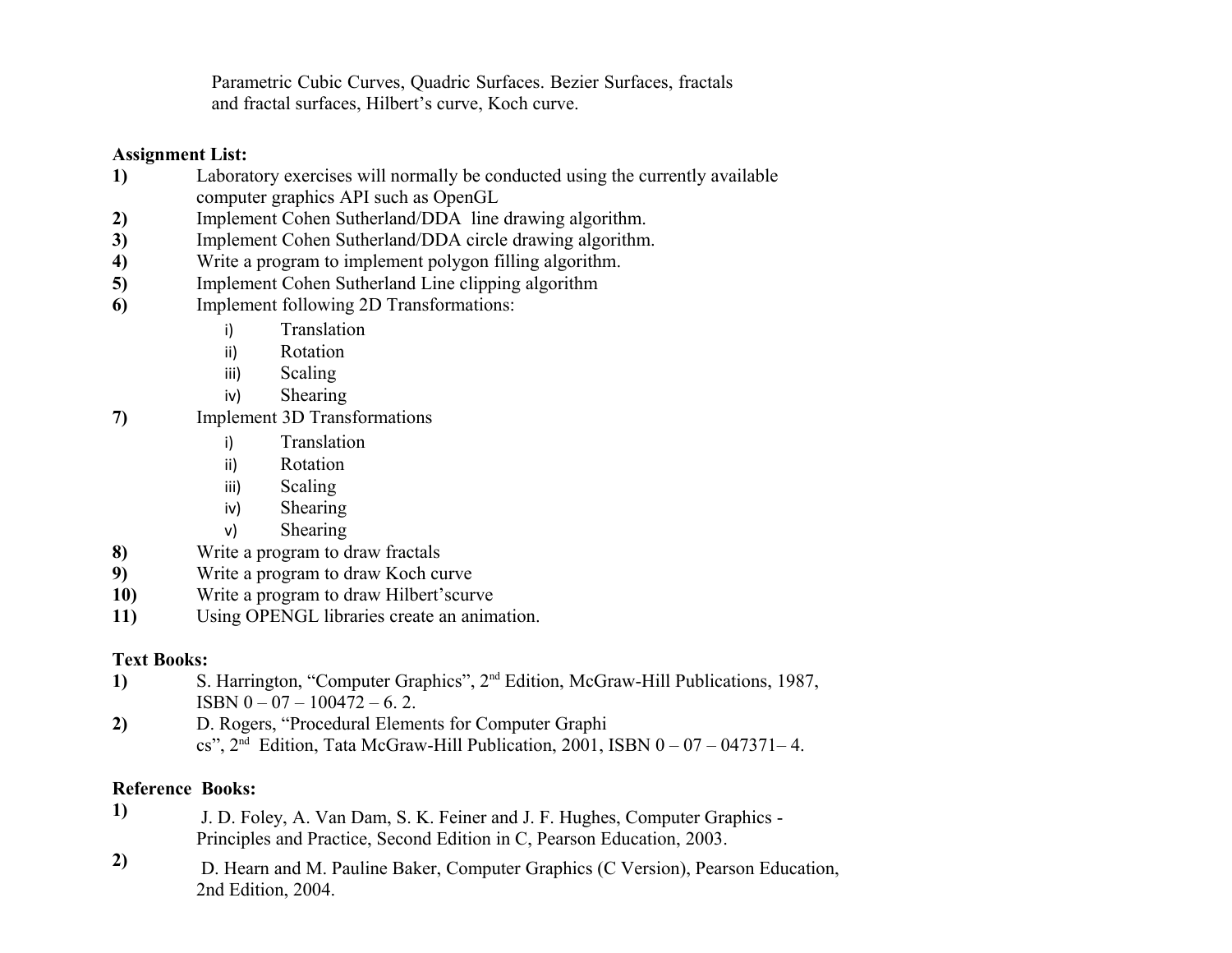Parametric Cubic Curves, Quadric Surfaces. Bezier Surfaces, fractals and fractal surfaces, Hilbert's curve, Koch curve.

**Assignment List:**

**1)** Laboratory exercises will normally be conducted using the currently available computer graphics API such as OpenGL

**2)** Implement Cohen Sutherland/DDA line drawing algorithm.

**3)** Implement Cohen Sutherland/DDA circle drawing algorithm.

**4)** Write a program to implement polygon filling algorithm.

**5)** Implement Cohen Sutherland Line clipping algorithm

**6)** Implement following 2D Transformations:
   - i) Translation
   - ii) Rotation
   - iii) Scaling
   - iv) Shearing

**7)** Implement 3D Transformations
   - i) Translation
   - ii) Rotation
   - iii) Scaling
   - iv) Shearing
   - v) Shearing

**8)** Write a program to draw fractals

**9)** Write a program to draw Koch curve

**10)** Write a program to draw Hilbert'scurve

**11)** Using OPENGL libraries create an animation.

**Text Books:**

**1)** S. Harrington, "Computer Graphics", 2nd Edition, McGraw-Hill Publications, 1987, ISBN 0 – 07 – 100472 – 6. 2.

**2)** D. Rogers, "Procedural Elements for Computer Graphi cs", 2nd Edition, Tata McGraw-Hill Publication, 2001, ISBN 0 – 07 – 047371– 4.

**Reference Books:**

**1)** J. D. Foley, A. Van Dam, S. K. Feiner and J. F. Hughes, Computer Graphics - Principles and Practice, Second Edition in C, Pearson Education, 2003.

**2)** D. Hearn and M. Pauline Baker, Computer Graphics (C Version), Pearson Education, 2nd Edition, 2004.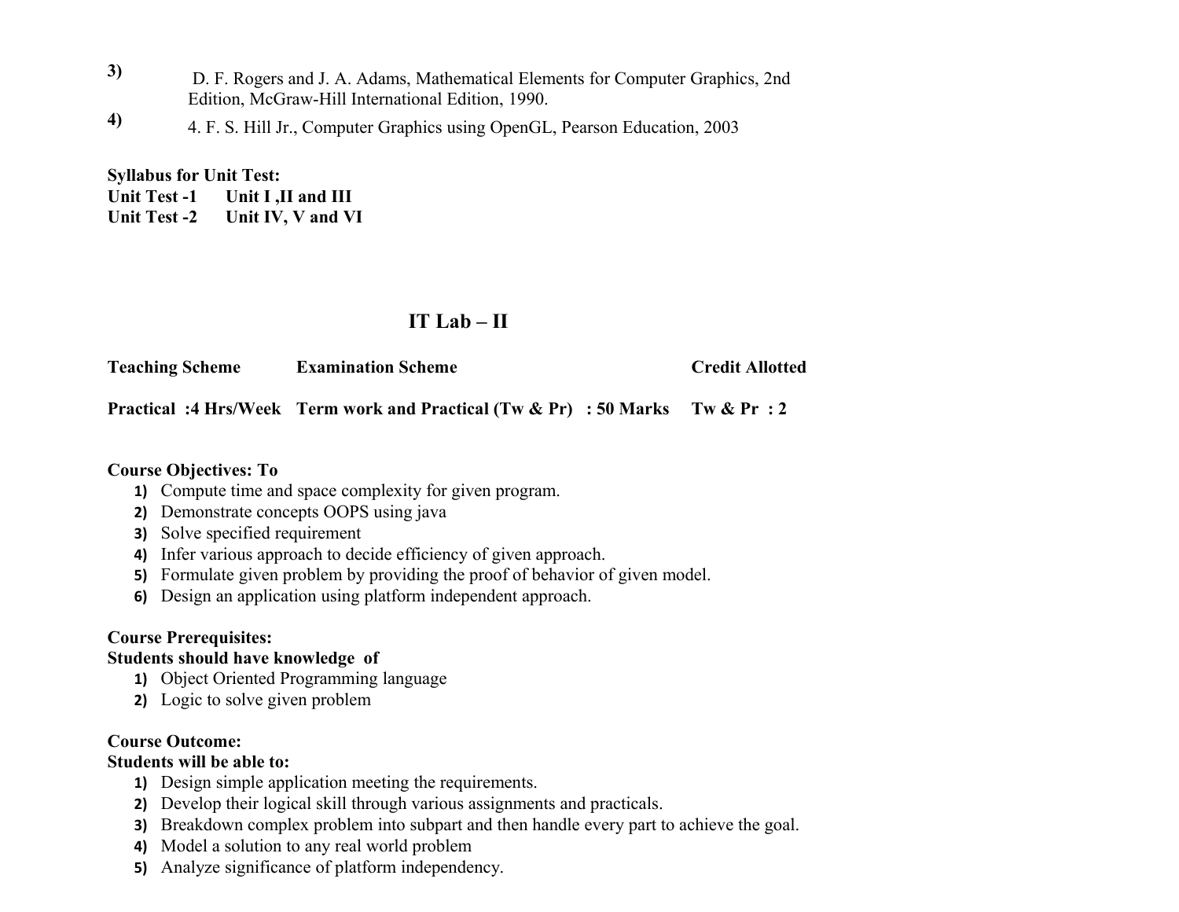3) D. F. Rogers and J. A. Adams, Mathematical Elements for Computer Graphics, 2nd Edition, McGraw-Hill International Edition, 1990.

4) 4. F. S. Hill Jr., Computer Graphics using OpenGL, Pearson Education, 2003

**Syllabus for Unit Test:**

**Unit Test -1 Unit I ,II and III**

**Unit Test -2 Unit IV, V and VI**

## IT Lab – II

| **Teaching Scheme** | **Examination Scheme** | **Credit Allotted** |
|---|---|---|
| **Practical :4 Hrs/Week** | **Term work and Practical (Tw & Pr) : 50 Marks** | **Tw & Pr : 2** |

**Course Objectives: To**

1) Compute time and space complexity for given program.
2) Demonstrate concepts OOPS using java
3) Solve specified requirement
4) Infer various approach to decide efficiency of given approach.
5) Formulate given problem by providing the proof of behavior of given model.
6) Design an application using platform independent approach.

**Course Prerequisites:**

**Students should have knowledge of**

1) Object Oriented Programming language
2) Logic to solve given problem

**Course Outcome:**

**Students will be able to:**

1) Design simple application meeting the requirements.
2) Develop their logical skill through various assignments and practicals.
3) Breakdown complex problem into subpart and then handle every part to achieve the goal.
4) Model a solution to any real world problem
5) Analyze significance of platform independency.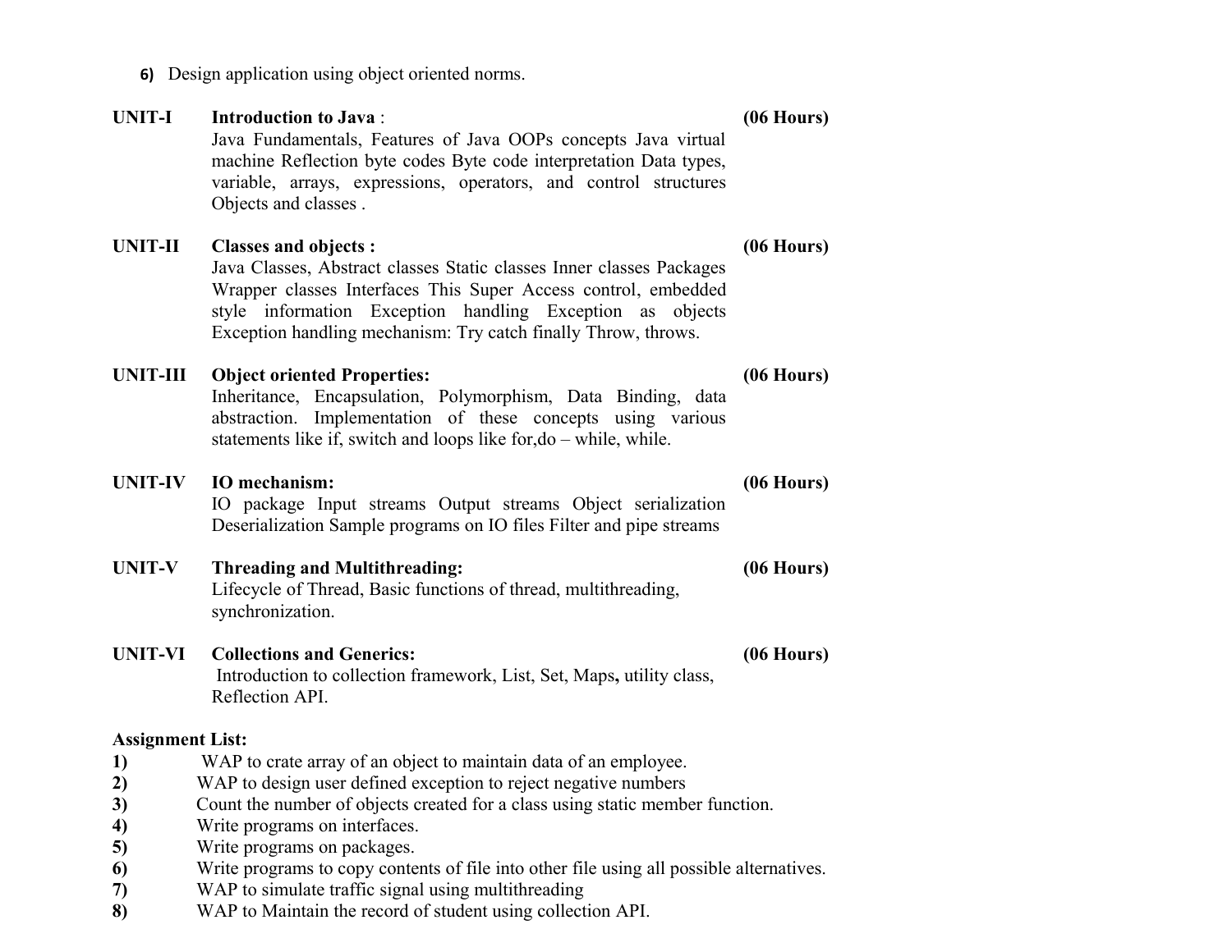6) Design application using object oriented norms.

**UNIT-I** **Introduction to Java** : **(06 Hours)**

Java Fundamentals, Features of Java OOPs concepts Java virtual machine Reflection byte codes Byte code interpretation Data types, variable, arrays, expressions, operators, and control structures Objects and classes .

**UNIT-II** **Classes and objects :** **(06 Hours)**

Java Classes, Abstract classes Static classes Inner classes Packages Wrapper classes Interfaces This Super Access control, embedded style information Exception handling Exception as objects Exception handling mechanism: Try catch finally Throw, throws.

**UNIT-III** **Object oriented Properties:** **(06 Hours)**

Inheritance, Encapsulation, Polymorphism, Data Binding, data abstraction. Implementation of these concepts using various statements like if, switch and loops like for,do – while, while.

**UNIT-IV** **IO mechanism:** **(06 Hours)**

IO package Input streams Output streams Object serialization Deserialization Sample programs on IO files Filter and pipe streams

**UNIT-V** **Threading and Multithreading:** **(06 Hours)**

Lifecycle of Thread, Basic functions of thread, multithreading, synchronization.

**UNIT-VI** **Collections and Generics:** **(06 Hours)**

Introduction to collection framework, List, Set, Maps**,** utility class, Reflection API.

**Assignment List:**

**1)** WAP to crate array of an object to maintain data of an employee.
**2)** WAP to design user defined exception to reject negative numbers
**3)** Count the number of objects created for a class using static member function.
**4)** Write programs on interfaces.
**5)** Write programs on packages.
**6)** Write programs to copy contents of file into other file using all possible alternatives.
**7)** WAP to simulate traffic signal using multithreading
**8)** WAP to Maintain the record of student using collection API.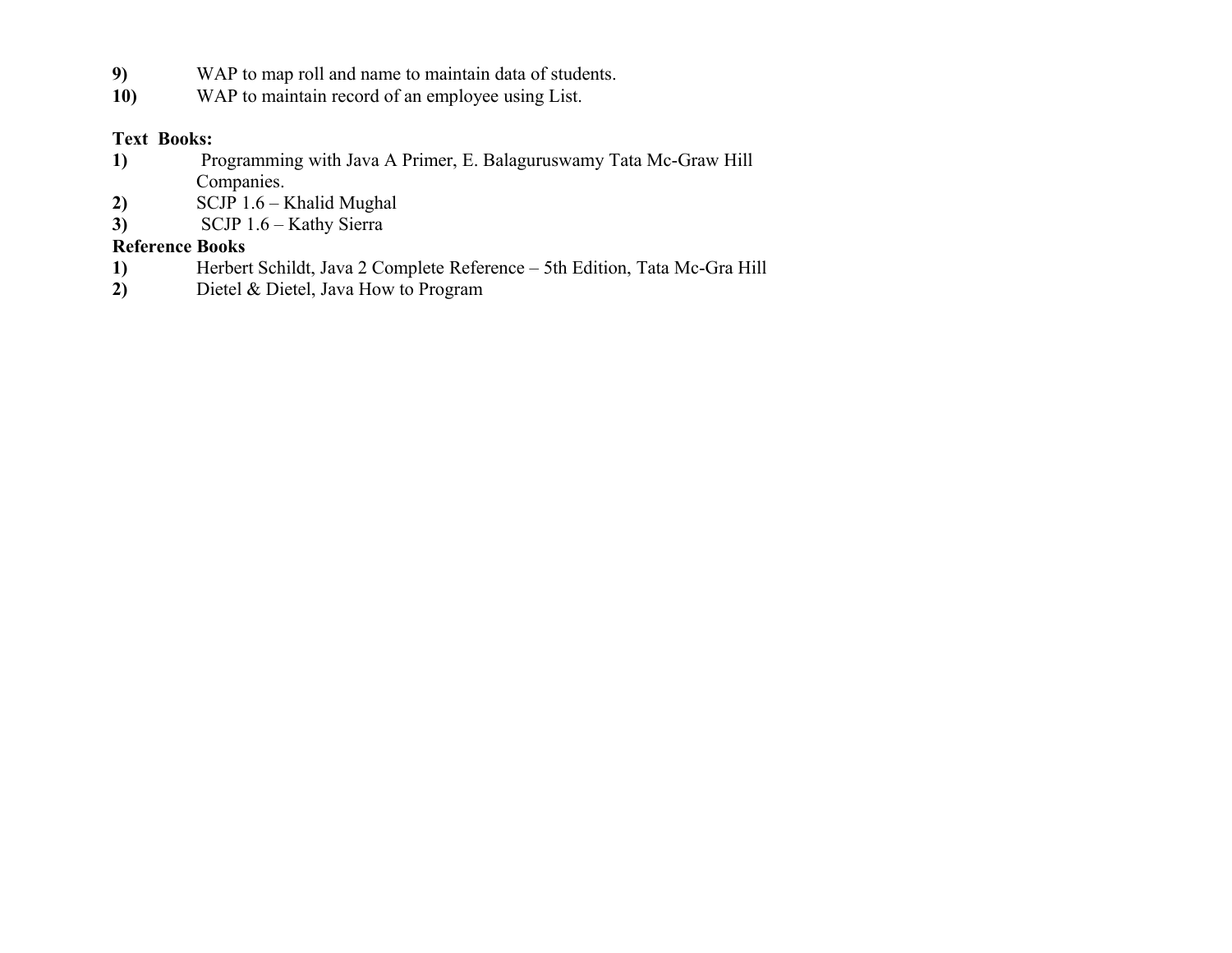**9)** WAP to map roll and name to maintain data of students.
**10)** WAP to maintain record of an employee using List.

**Text Books:**

**1)** Programming with Java A Primer, E. Balaguruswamy Tata Mc-Graw Hill Companies.
**2)** SCJP 1.6 – Khalid Mughal
**3)** SCJP 1.6 – Kathy Sierra

**Reference Books**

**1)** Herbert Schildt, Java 2 Complete Reference – 5th Edition, Tata Mc-Gra Hill
**2)** Dietel & Dietel, Java How to Program